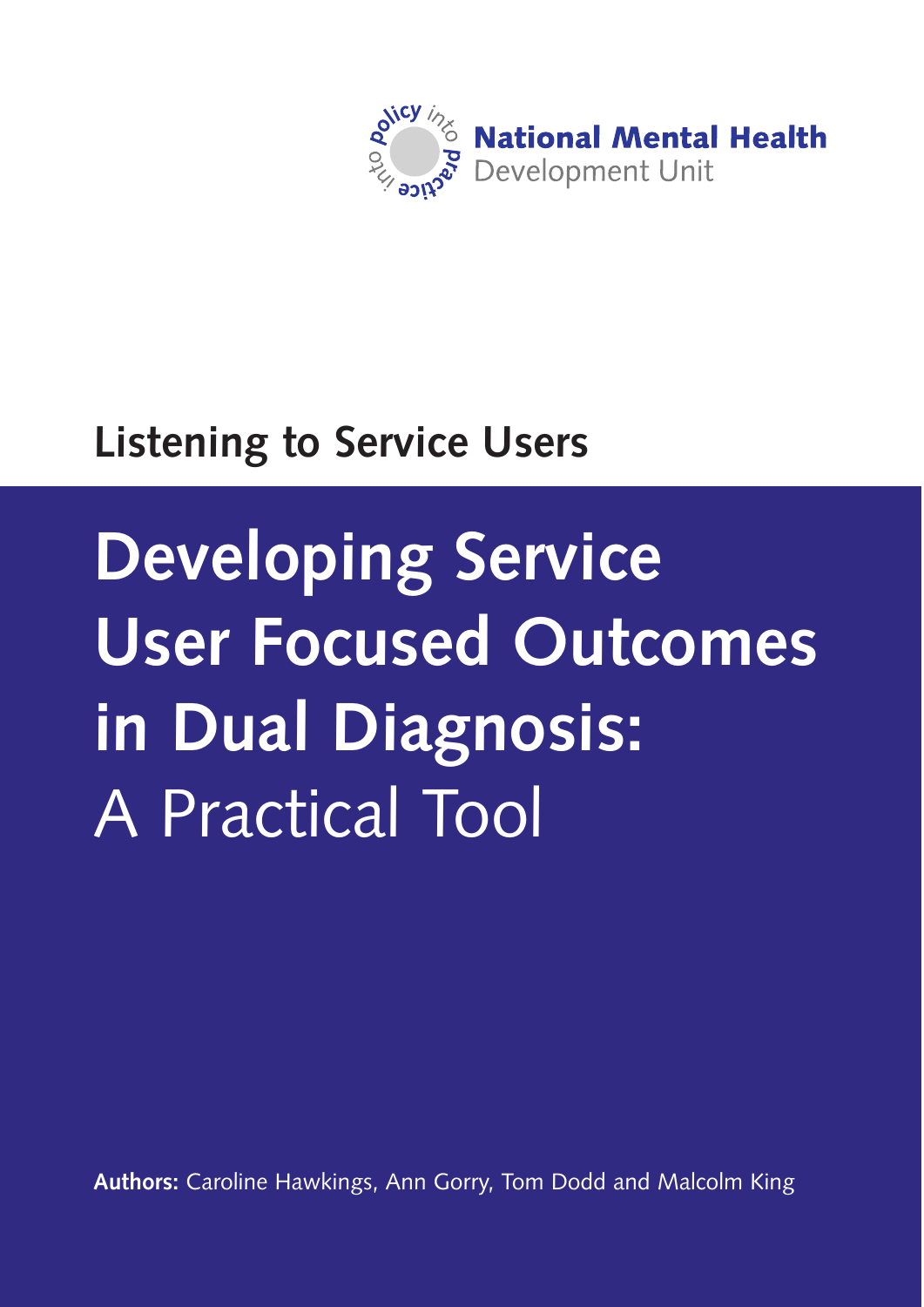National Mental Health Development Unit

## Listening to Service Users

# Developing Service User Focused Outcomes in Dual Diagnosis: A Practical Tool

**Authors:** Caroline Hawkings, Ann Gorry, Tom Dodd and Malcolm King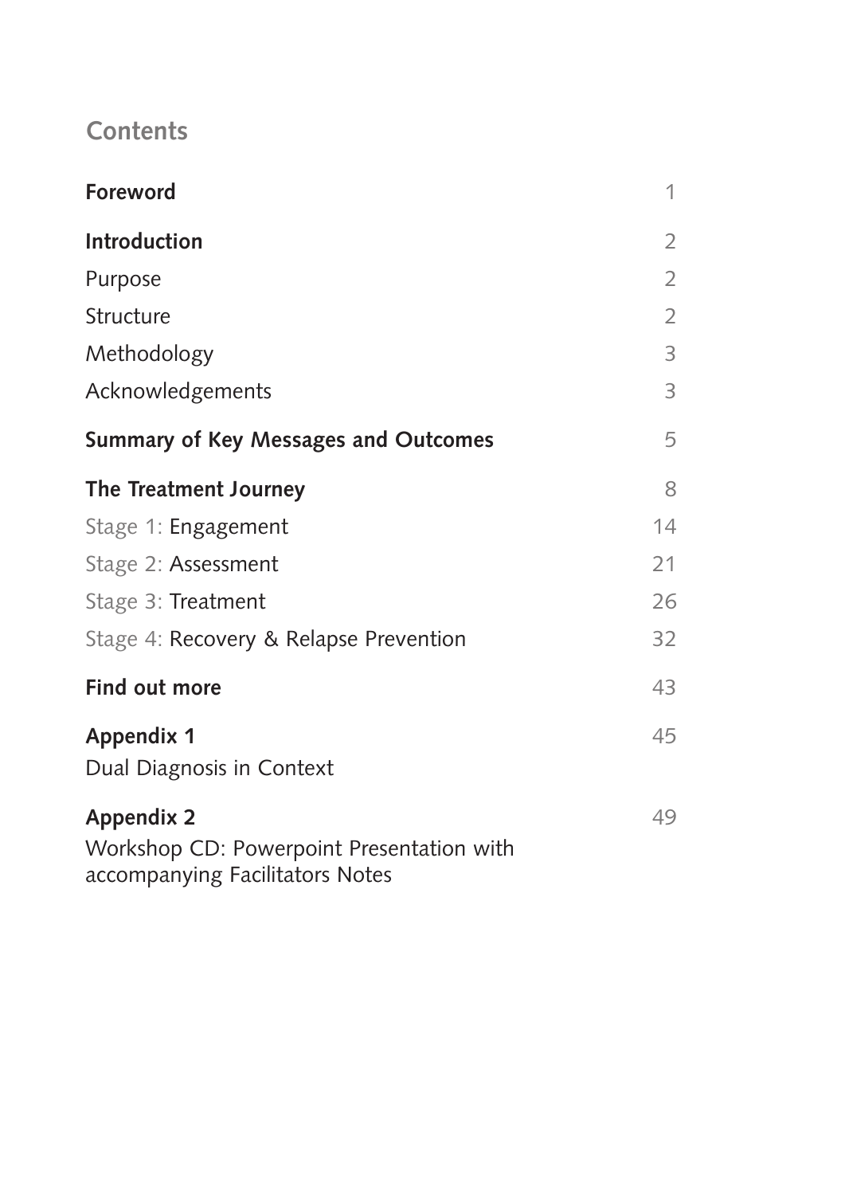## Contents

| | |
|---|---|
| **Foreword** | 1 |
| **Introduction** | 2 |
| Purpose | 2 |
| Structure | 2 |
| Methodology | 3 |
| Acknowledgements | 3 |
| **Summary of Key Messages and Outcomes** | 5 |
| **The Treatment Journey** | 8 |
| Stage 1: Engagement | 14 |
| Stage 2: Assessment | 21 |
| Stage 3: Treatment | 26 |
| Stage 4: Recovery & Relapse Prevention | 32 |
| **Find out more** | 43 |
| **Appendix 1**<br>Dual Diagnosis in Context | 45 |
| **Appendix 2**<br>Workshop CD: Powerpoint Presentation with accompanying Facilitators Notes | 49 |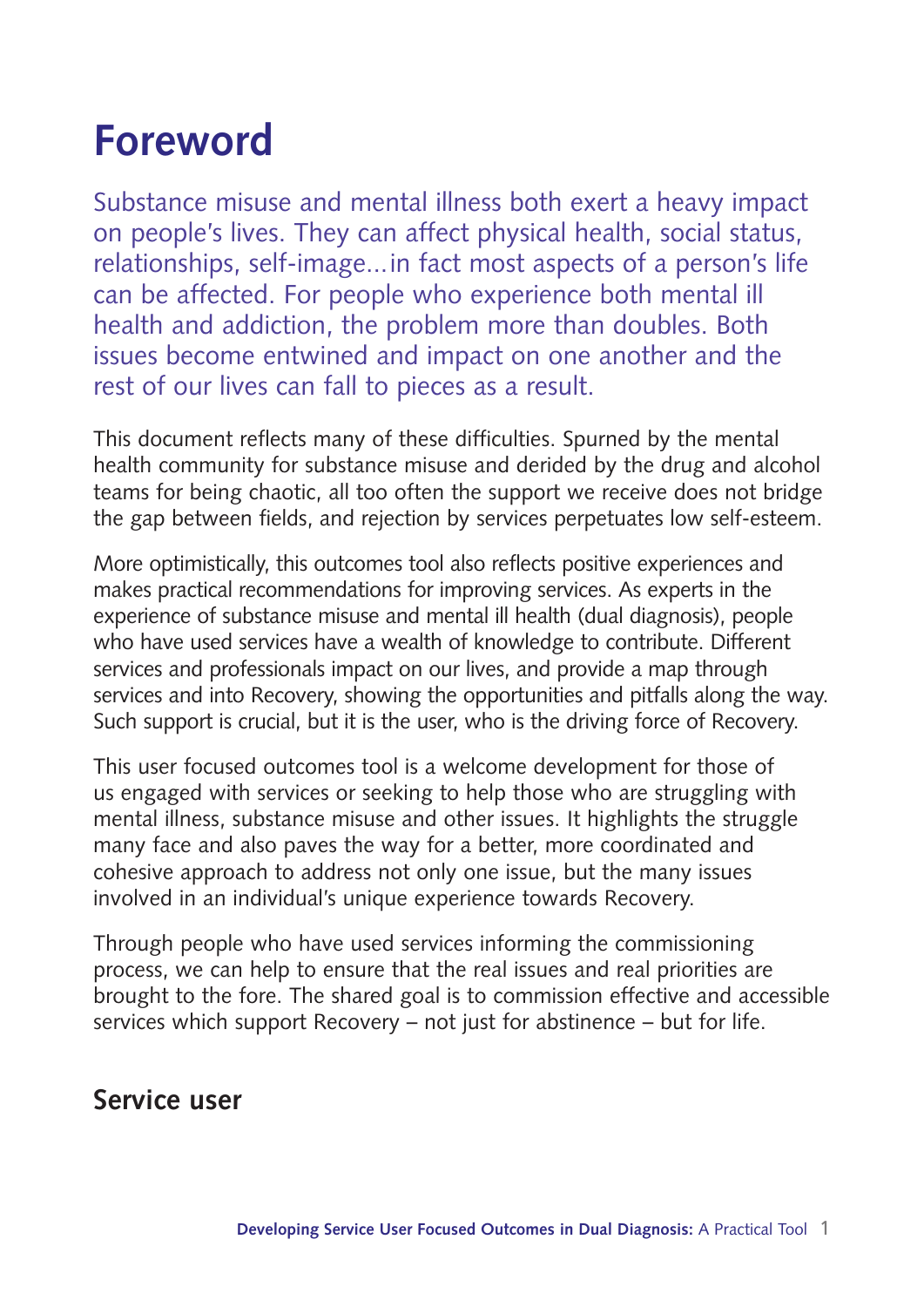# Foreword

Substance misuse and mental illness both exert a heavy impact on people's lives. They can affect physical health, social status, relationships, self-image…in fact most aspects of a person's life can be affected. For people who experience both mental ill health and addiction, the problem more than doubles. Both issues become entwined and impact on one another and the rest of our lives can fall to pieces as a result.

This document reflects many of these difficulties. Spurned by the mental health community for substance misuse and derided by the drug and alcohol teams for being chaotic, all too often the support we receive does not bridge the gap between fields, and rejection by services perpetuates low self-esteem.

More optimistically, this outcomes tool also reflects positive experiences and makes practical recommendations for improving services. As experts in the experience of substance misuse and mental ill health (dual diagnosis), people who have used services have a wealth of knowledge to contribute. Different services and professionals impact on our lives, and provide a map through services and into Recovery, showing the opportunities and pitfalls along the way. Such support is crucial, but it is the user, who is the driving force of Recovery.

This user focused outcomes tool is a welcome development for those of us engaged with services or seeking to help those who are struggling with mental illness, substance misuse and other issues. It highlights the struggle many face and also paves the way for a better, more coordinated and cohesive approach to address not only one issue, but the many issues involved in an individual's unique experience towards Recovery.

Through people who have used services informing the commissioning process, we can help to ensure that the real issues and real priorities are brought to the fore. The shared goal is to commission effective and accessible services which support Recovery – not just for abstinence – but for life.

**Service user**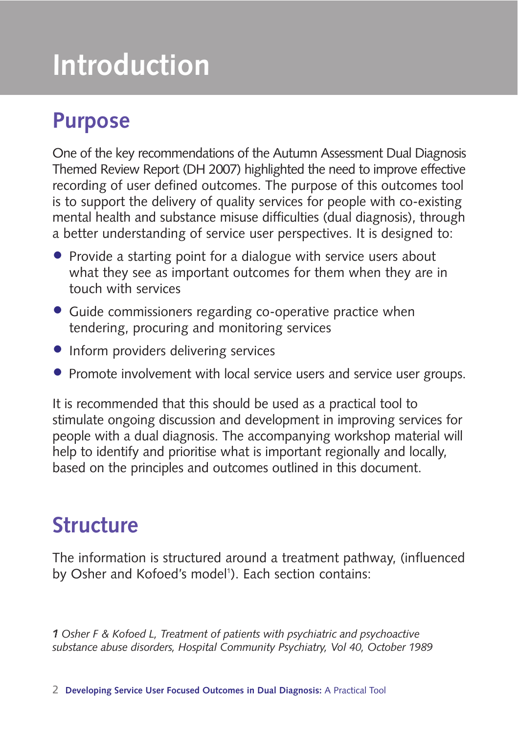# Introduction

## Purpose

One of the key recommendations of the Autumn Assessment Dual Diagnosis Themed Review Report (DH 2007) highlighted the need to improve effective recording of user defined outcomes. The purpose of this outcomes tool is to support the delivery of quality services for people with co-existing mental health and substance misuse difficulties (dual diagnosis), through a better understanding of service user perspectives. It is designed to:

- Provide a starting point for a dialogue with service users about what they see as important outcomes for them when they are in touch with services
- Guide commissioners regarding co-operative practice when tendering, procuring and monitoring services
- Inform providers delivering services
- Promote involvement with local service users and service user groups.

It is recommended that this should be used as a practical tool to stimulate ongoing discussion and development in improving services for people with a dual diagnosis. The accompanying workshop material will help to identify and prioritise what is important regionally and locally, based on the principles and outcomes outlined in this document.

## Structure

The information is structured around a treatment pathway, (influenced by Osher and Kofoed's model[1]). Each section contains:

*1 Osher F & Kofoed L, Treatment of patients with psychiatric and psychoactive substance abuse disorders, Hospital Community Psychiatry, Vol 40, October 1989*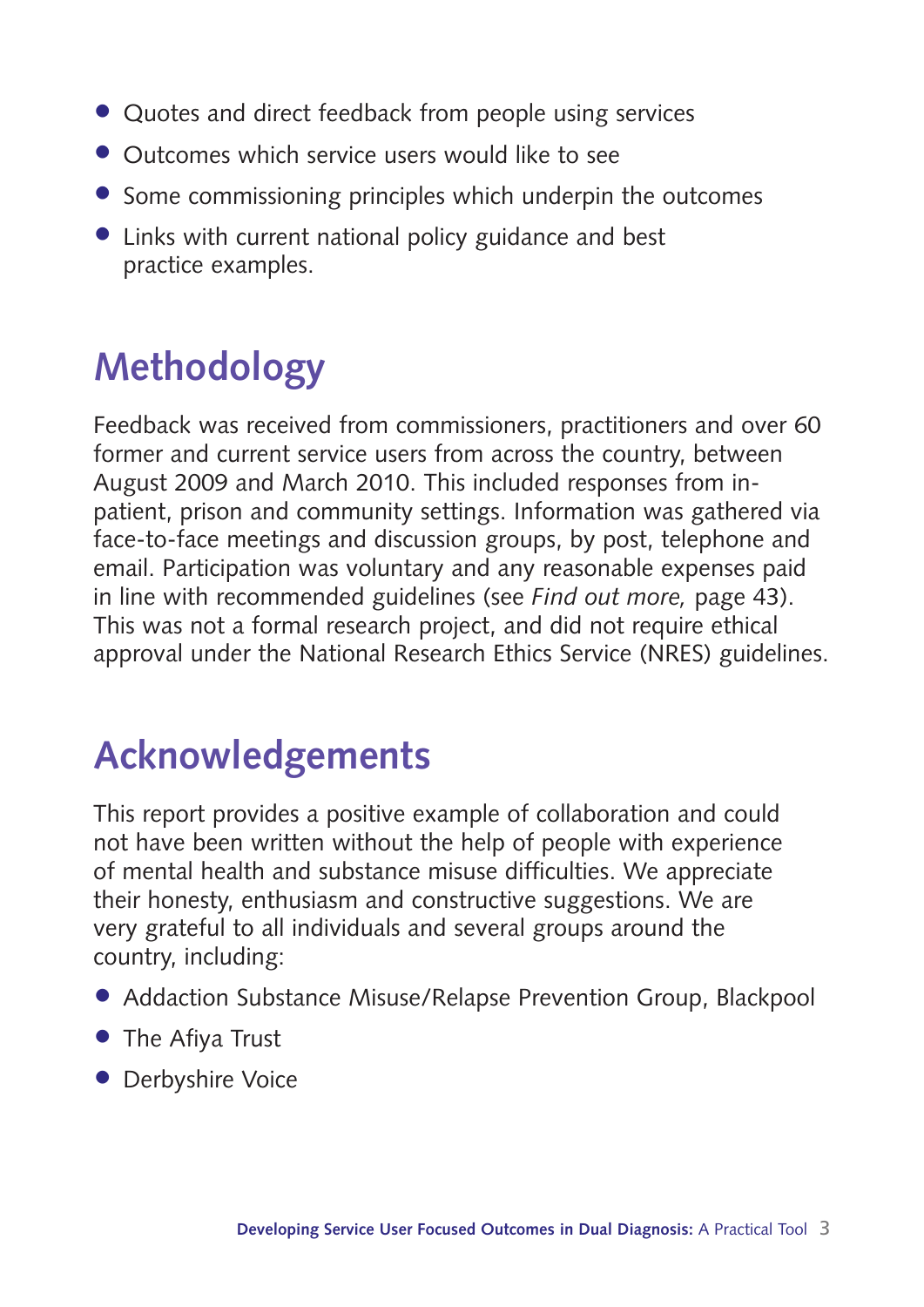- Quotes and direct feedback from people using services
- Outcomes which service users would like to see
- Some commissioning principles which underpin the outcomes
- Links with current national policy guidance and best practice examples.

## Methodology

Feedback was received from commissioners, practitioners and over 60 former and current service users from across the country, between August 2009 and March 2010. This included responses from in-patient, prison and community settings. Information was gathered via face-to-face meetings and discussion groups, by post, telephone and email. Participation was voluntary and any reasonable expenses paid in line with recommended guidelines (see *Find out more,* page 43). This was not a formal research project, and did not require ethical approval under the National Research Ethics Service (NRES) guidelines.

## Acknowledgements

This report provides a positive example of collaboration and could not have been written without the help of people with experience of mental health and substance misuse difficulties. We appreciate their honesty, enthusiasm and constructive suggestions. We are very grateful to all individuals and several groups around the country, including:

- Addaction Substance Misuse/Relapse Prevention Group, Blackpool
- The Afiya Trust
- Derbyshire Voice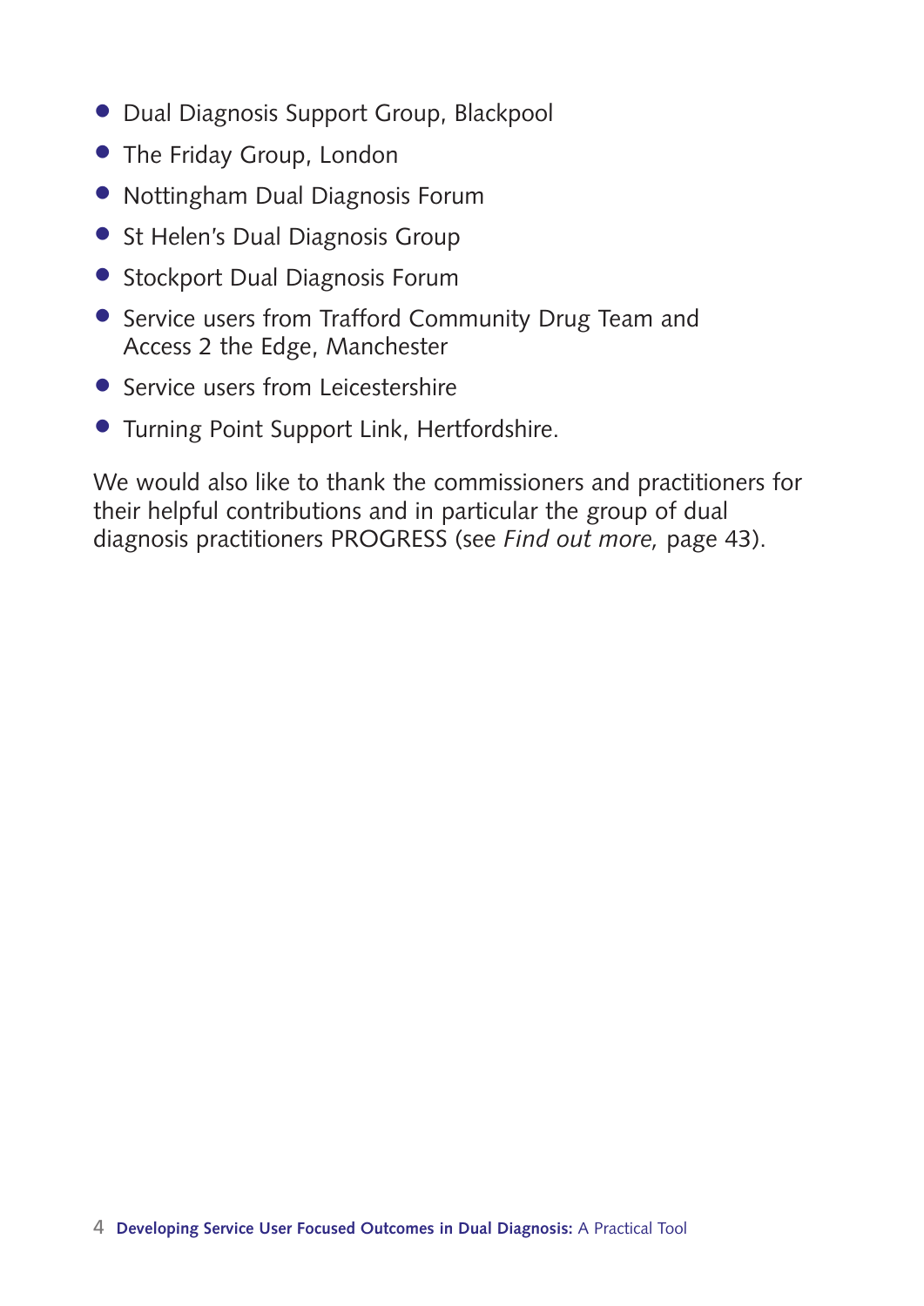- Dual Diagnosis Support Group, Blackpool
- The Friday Group, London
- Nottingham Dual Diagnosis Forum
- St Helen's Dual Diagnosis Group
- Stockport Dual Diagnosis Forum
- Service users from Trafford Community Drug Team and Access 2 the Edge, Manchester
- Service users from Leicestershire
- Turning Point Support Link, Hertfordshire.

We would also like to thank the commissioners and practitioners for their helpful contributions and in particular the group of dual diagnosis practitioners PROGRESS (see *Find out more,* page 43).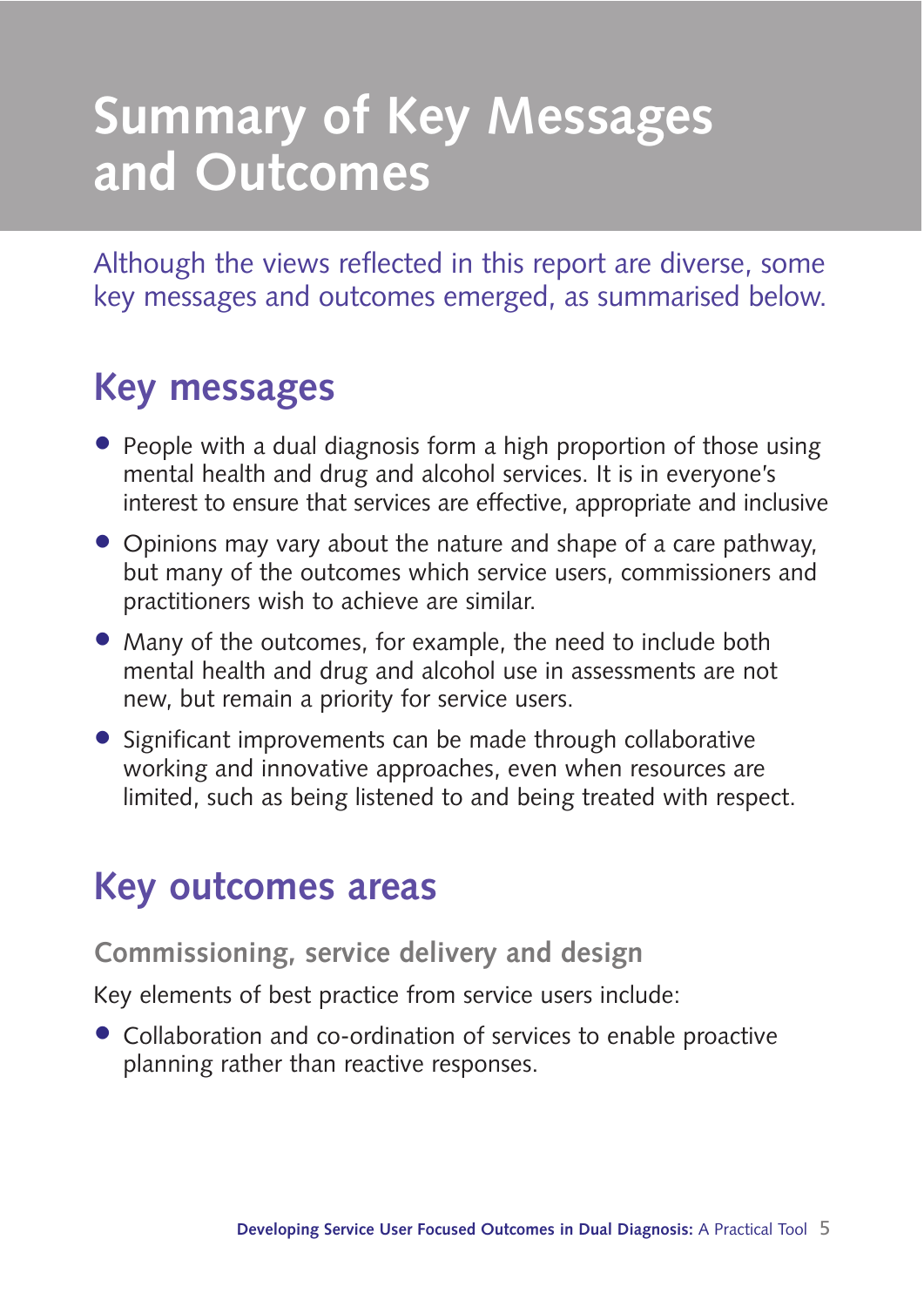# Summary of Key Messages and Outcomes

Although the views reflected in this report are diverse, some key messages and outcomes emerged, as summarised below.

## Key messages

- People with a dual diagnosis form a high proportion of those using mental health and drug and alcohol services. It is in everyone's interest to ensure that services are effective, appropriate and inclusive
- Opinions may vary about the nature and shape of a care pathway, but many of the outcomes which service users, commissioners and practitioners wish to achieve are similar.
- Many of the outcomes, for example, the need to include both mental health and drug and alcohol use in assessments are not new, but remain a priority for service users.
- Significant improvements can be made through collaborative working and innovative approaches, even when resources are limited, such as being listened to and being treated with respect.

## Key outcomes areas

### Commissioning, service delivery and design

Key elements of best practice from service users include:

- Collaboration and co-ordination of services to enable proactive planning rather than reactive responses.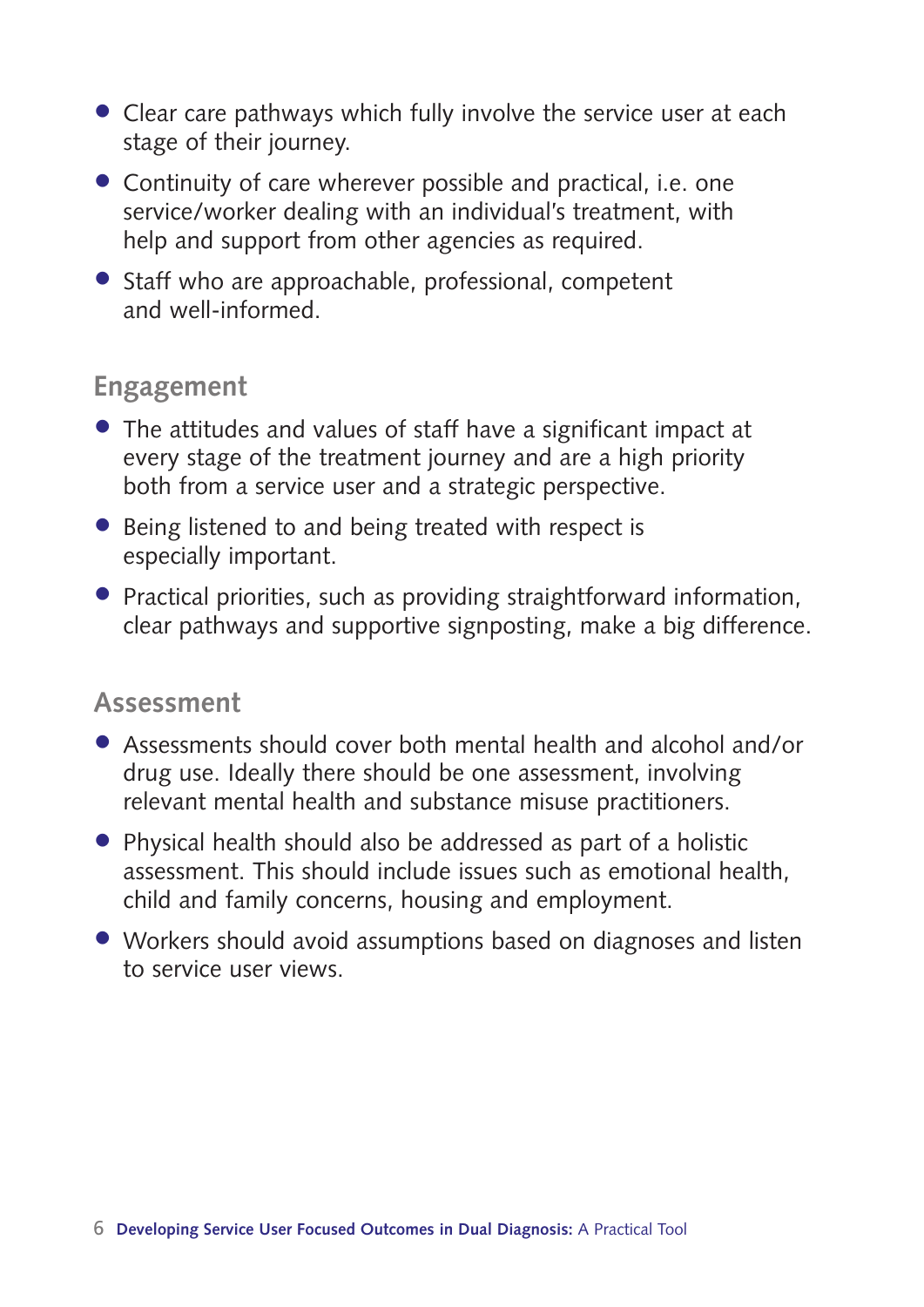- Clear care pathways which fully involve the service user at each stage of their journey.
- Continuity of care wherever possible and practical, i.e. one service/worker dealing with an individual's treatment, with help and support from other agencies as required.
- Staff who are approachable, professional, competent and well-informed.

## Engagement

- The attitudes and values of staff have a significant impact at every stage of the treatment journey and are a high priority both from a service user and a strategic perspective.
- Being listened to and being treated with respect is especially important.
- Practical priorities, such as providing straightforward information, clear pathways and supportive signposting, make a big difference.

## Assessment

- Assessments should cover both mental health and alcohol and/or drug use. Ideally there should be one assessment, involving relevant mental health and substance misuse practitioners.
- Physical health should also be addressed as part of a holistic assessment. This should include issues such as emotional health, child and family concerns, housing and employment.
- Workers should avoid assumptions based on diagnoses and listen to service user views.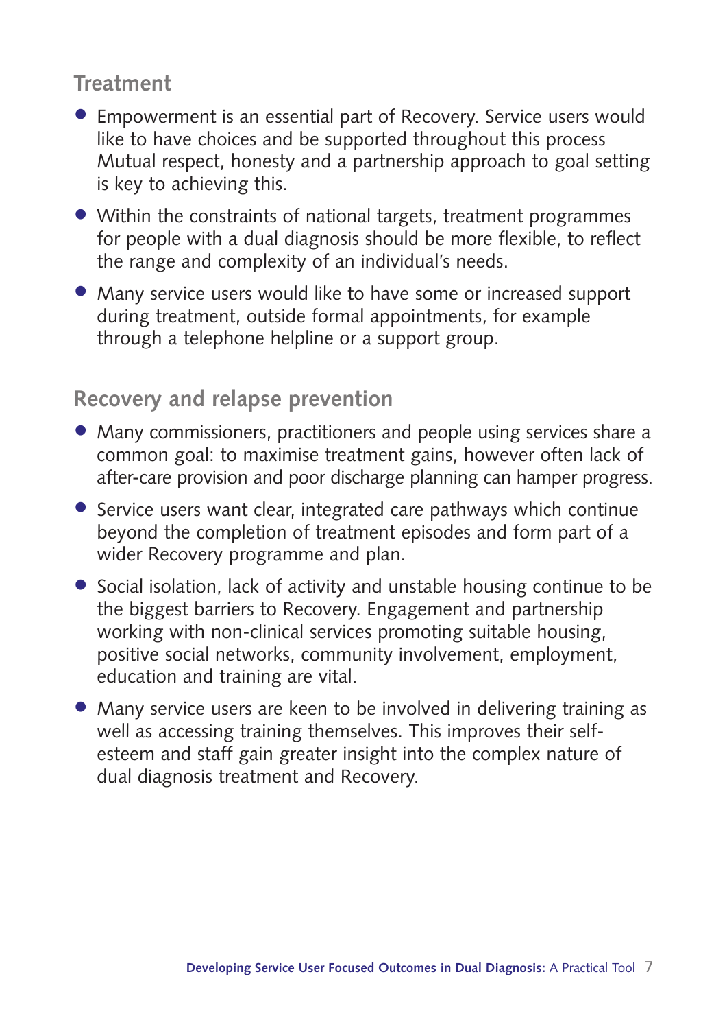## Treatment

- Empowerment is an essential part of Recovery. Service users would like to have choices and be supported throughout this process Mutual respect, honesty and a partnership approach to goal setting is key to achieving this.
- Within the constraints of national targets, treatment programmes for people with a dual diagnosis should be more flexible, to reflect the range and complexity of an individual's needs.
- Many service users would like to have some or increased support during treatment, outside formal appointments, for example through a telephone helpline or a support group.

## Recovery and relapse prevention

- Many commissioners, practitioners and people using services share a common goal: to maximise treatment gains, however often lack of after-care provision and poor discharge planning can hamper progress.
- Service users want clear, integrated care pathways which continue beyond the completion of treatment episodes and form part of a wider Recovery programme and plan.
- Social isolation, lack of activity and unstable housing continue to be the biggest barriers to Recovery. Engagement and partnership working with non-clinical services promoting suitable housing, positive social networks, community involvement, employment, education and training are vital.
- Many service users are keen to be involved in delivering training as well as accessing training themselves. This improves their self-esteem and staff gain greater insight into the complex nature of dual diagnosis treatment and Recovery.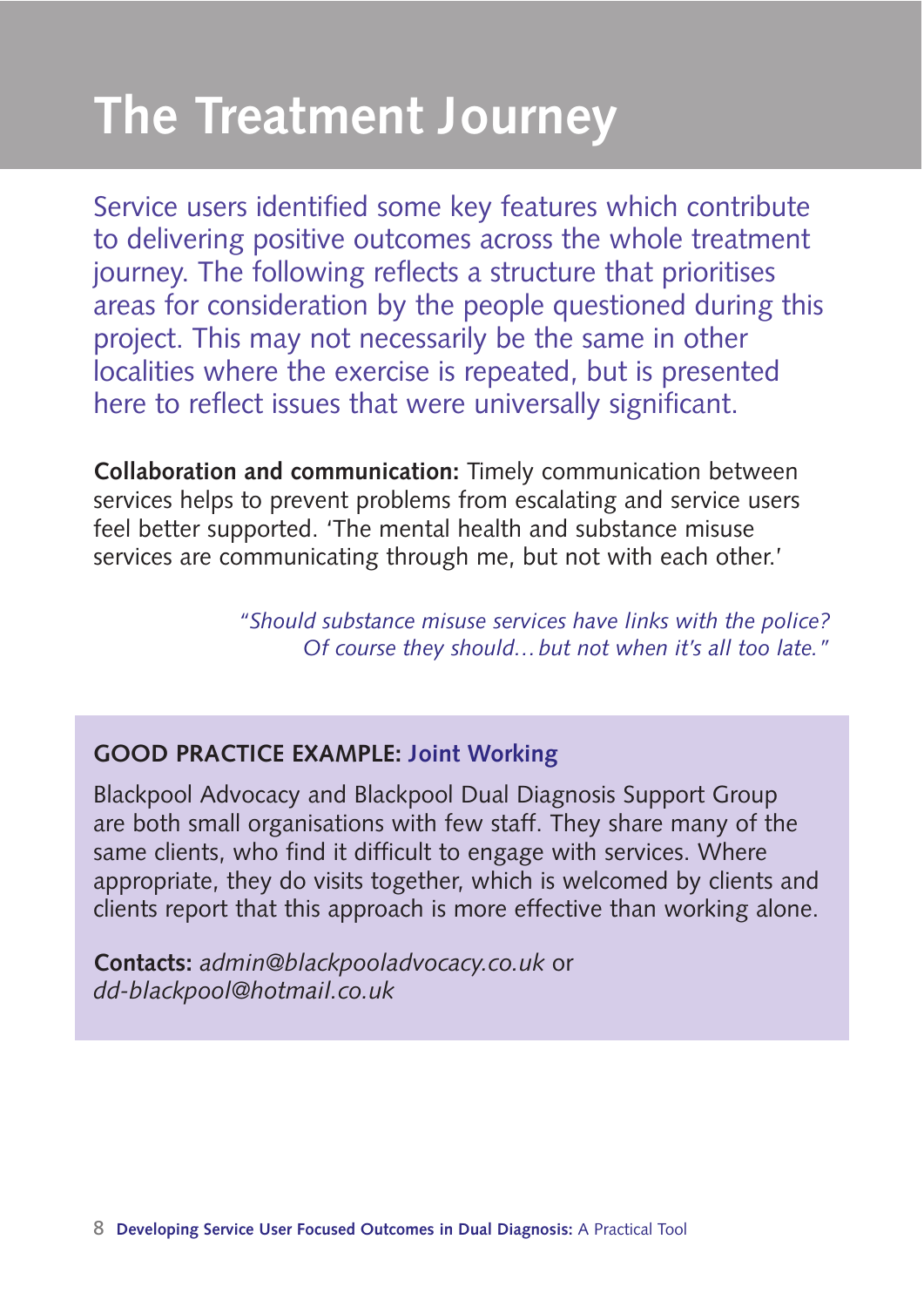# The Treatment Journey

Service users identified some key features which contribute to delivering positive outcomes across the whole treatment journey. The following reflects a structure that prioritises areas for consideration by the people questioned during this project. This may not necessarily be the same in other localities where the exercise is repeated, but is presented here to reflect issues that were universally significant.

**Collaboration and communication:** Timely communication between services helps to prevent problems from escalating and service users feel better supported. 'The mental health and substance misuse services are communicating through me, but not with each other.'

*"Should substance misuse services have links with the police? Of course they should… but not when it's all too late."*

**GOOD PRACTICE EXAMPLE: Joint Working**

Blackpool Advocacy and Blackpool Dual Diagnosis Support Group are both small organisations with few staff. They share many of the same clients, who find it difficult to engage with services. Where appropriate, they do visits together, which is welcomed by clients and clients report that this approach is more effective than working alone.

**Contacts:** *admin@blackpooladvocacy.co.uk* or *dd-blackpool@hotmail.co.uk*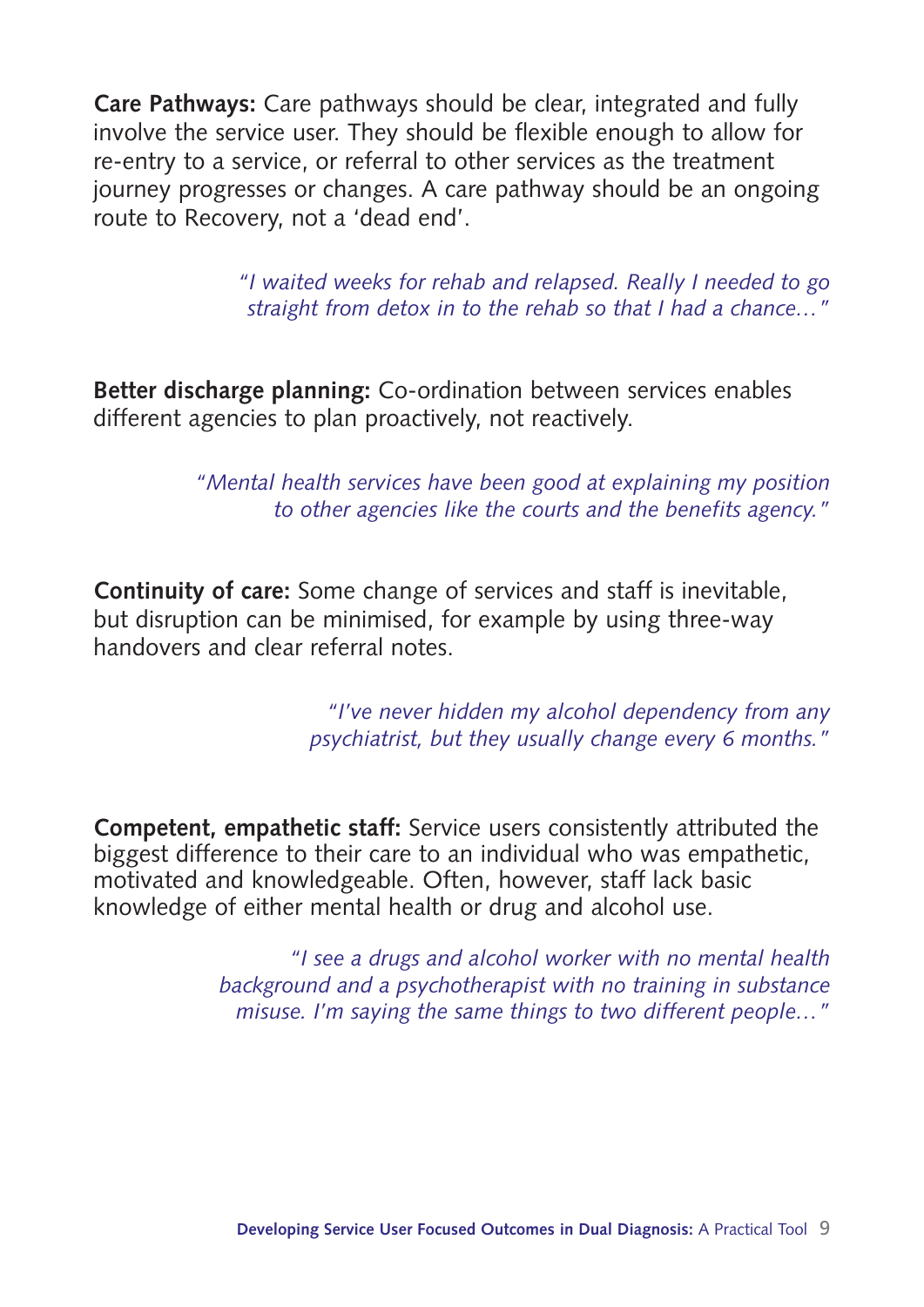**Care Pathways:** Care pathways should be clear, integrated and fully involve the service user. They should be flexible enough to allow for re-entry to a service, or referral to other services as the treatment journey progresses or changes. A care pathway should be an ongoing route to Recovery, not a 'dead end'.

> *"I waited weeks for rehab and relapsed. Really I needed to go straight from detox in to the rehab so that I had a chance…"*

**Better discharge planning:** Co-ordination between services enables different agencies to plan proactively, not reactively.

> *"Mental health services have been good at explaining my position to other agencies like the courts and the benefits agency."*

**Continuity of care:** Some change of services and staff is inevitable, but disruption can be minimised, for example by using three-way handovers and clear referral notes.

> *"I've never hidden my alcohol dependency from any psychiatrist, but they usually change every 6 months."*

**Competent, empathetic staff:** Service users consistently attributed the biggest difference to their care to an individual who was empathetic, motivated and knowledgeable. Often, however, staff lack basic knowledge of either mental health or drug and alcohol use.

> *"I see a drugs and alcohol worker with no mental health background and a psychotherapist with no training in substance misuse. I'm saying the same things to two different people…"*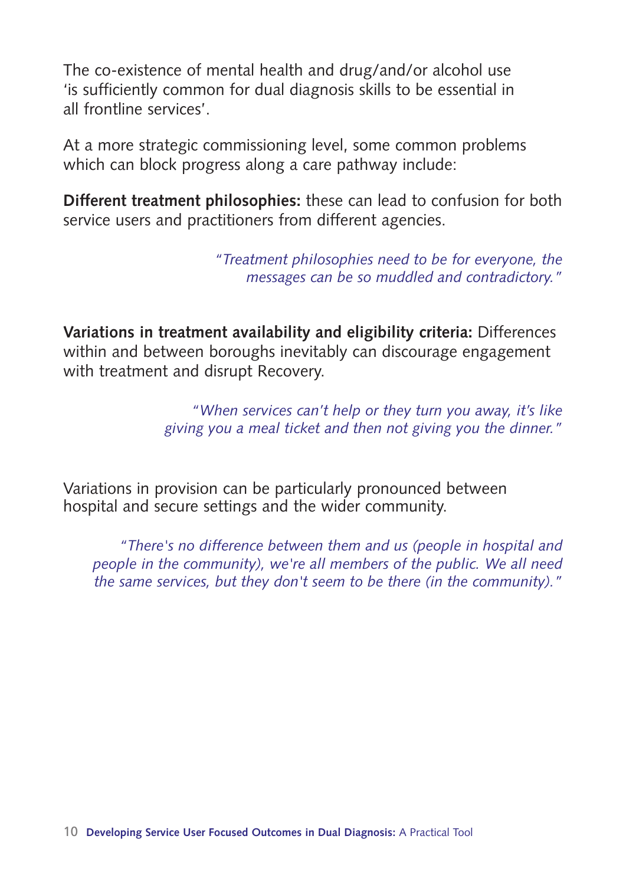The co-existence of mental health and drug/and/or alcohol use 'is sufficiently common for dual diagnosis skills to be essential in all frontline services'.

At a more strategic commissioning level, some common problems which can block progress along a care pathway include:

**Different treatment philosophies:** these can lead to confusion for both service users and practitioners from different agencies.

> *"Treatment philosophies need to be for everyone, the messages can be so muddled and contradictory."*

**Variations in treatment availability and eligibility criteria:** Differences within and between boroughs inevitably can discourage engagement with treatment and disrupt Recovery.

> *"When services can't help or they turn you away, it's like giving you a meal ticket and then not giving you the dinner."*

Variations in provision can be particularly pronounced between hospital and secure settings and the wider community.

> *"There's no difference between them and us (people in hospital and people in the community), we're all members of the public. We all need the same services, but they don't seem to be there (in the community)."*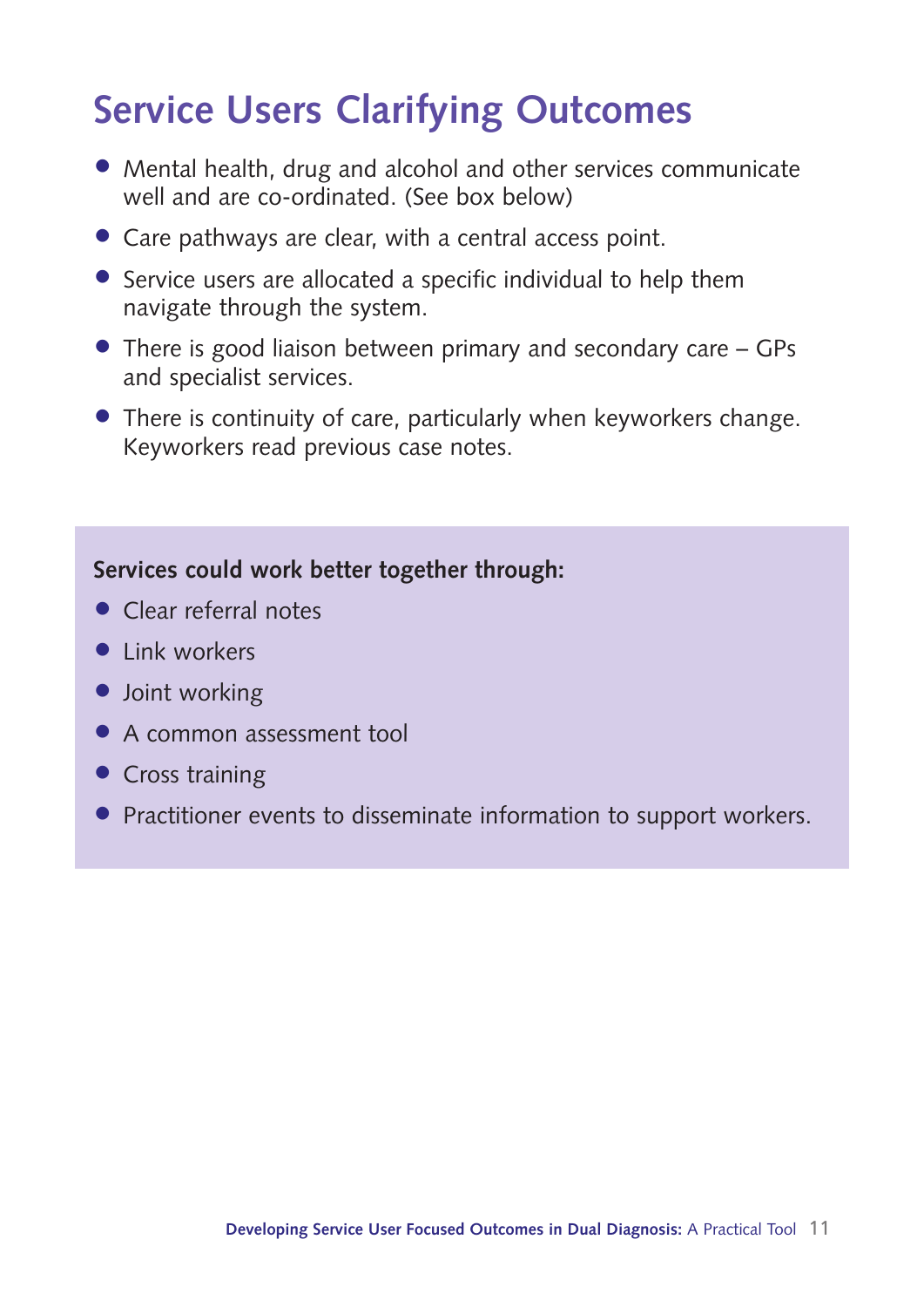# Service Users Clarifying Outcomes

- Mental health, drug and alcohol and other services communicate well and are co-ordinated. (See box below)
- Care pathways are clear, with a central access point.
- Service users are allocated a specific individual to help them navigate through the system.
- There is good liaison between primary and secondary care – GPs and specialist services.
- There is continuity of care, particularly when keyworkers change. Keyworkers read previous case notes.

**Services could work better together through:**

- Clear referral notes
- Link workers
- Joint working
- A common assessment tool
- Cross training
- Practitioner events to disseminate information to support workers.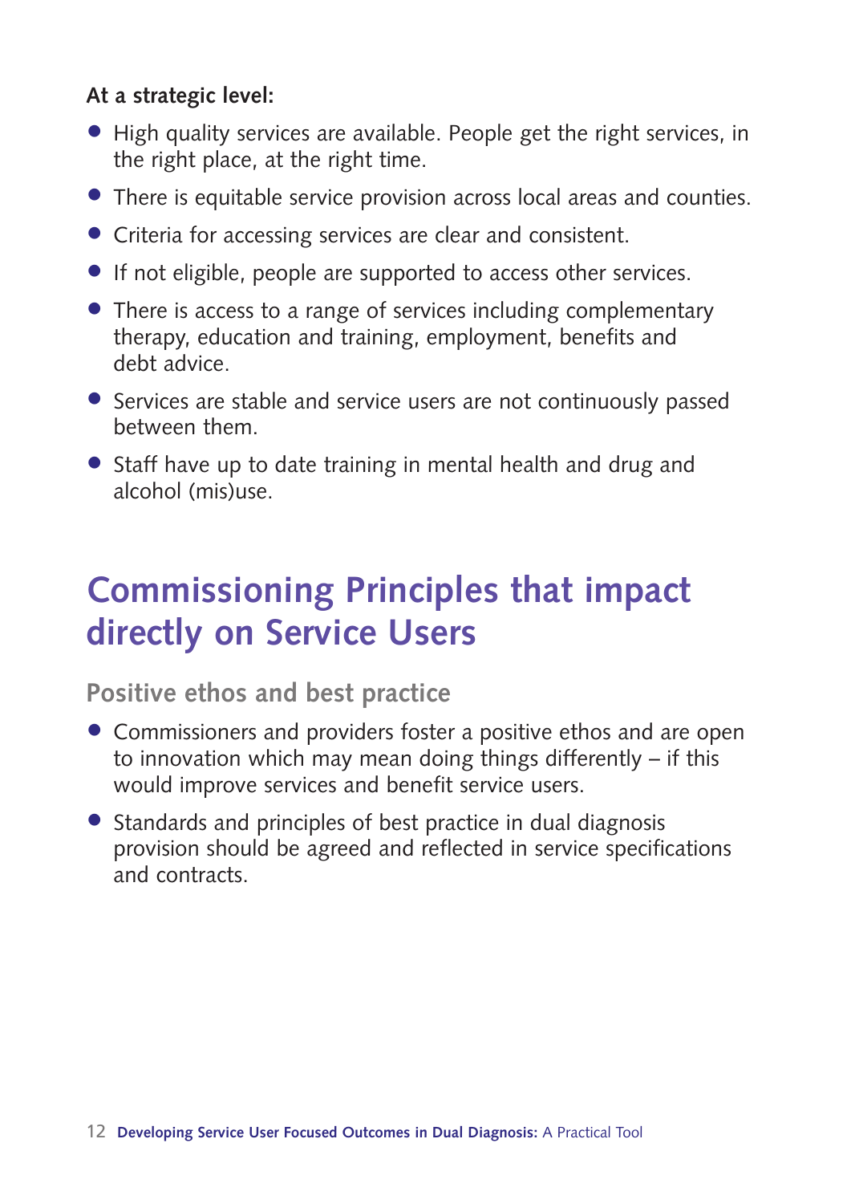**At a strategic level:**

- High quality services are available. People get the right services, in the right place, at the right time.
- There is equitable service provision across local areas and counties.
- Criteria for accessing services are clear and consistent.
- If not eligible, people are supported to access other services.
- There is access to a range of services including complementary therapy, education and training, employment, benefits and debt advice.
- Services are stable and service users are not continuously passed between them.
- Staff have up to date training in mental health and drug and alcohol (mis)use.

## Commissioning Principles that impact directly on Service Users

### Positive ethos and best practice

- Commissioners and providers foster a positive ethos and are open to innovation which may mean doing things differently – if this would improve services and benefit service users.
- Standards and principles of best practice in dual diagnosis provision should be agreed and reflected in service specifications and contracts.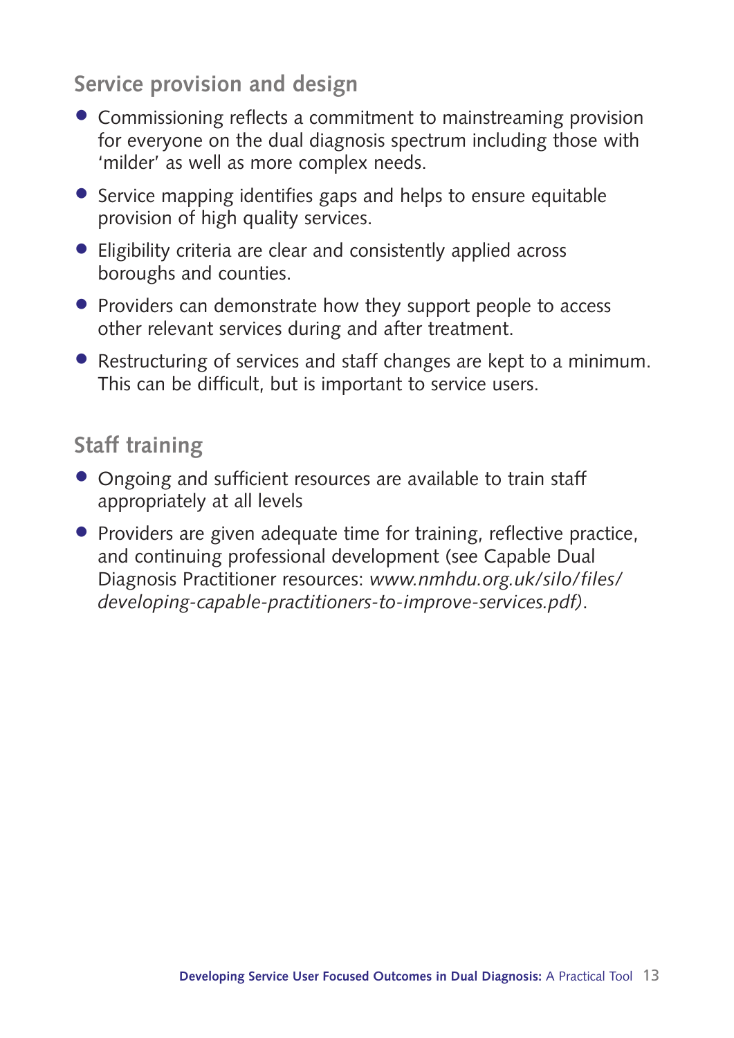## Service provision and design

- Commissioning reflects a commitment to mainstreaming provision for everyone on the dual diagnosis spectrum including those with 'milder' as well as more complex needs.
- Service mapping identifies gaps and helps to ensure equitable provision of high quality services.
- Eligibility criteria are clear and consistently applied across boroughs and counties.
- Providers can demonstrate how they support people to access other relevant services during and after treatment.
- Restructuring of services and staff changes are kept to a minimum. This can be difficult, but is important to service users.

## Staff training

- Ongoing and sufficient resources are available to train staff appropriately at all levels
- Providers are given adequate time for training, reflective practice, and continuing professional development (see Capable Dual Diagnosis Practitioner resources: *www.nmhdu.org.uk/silo/files/developing-capable-practitioners-to-improve-services.pdf)*.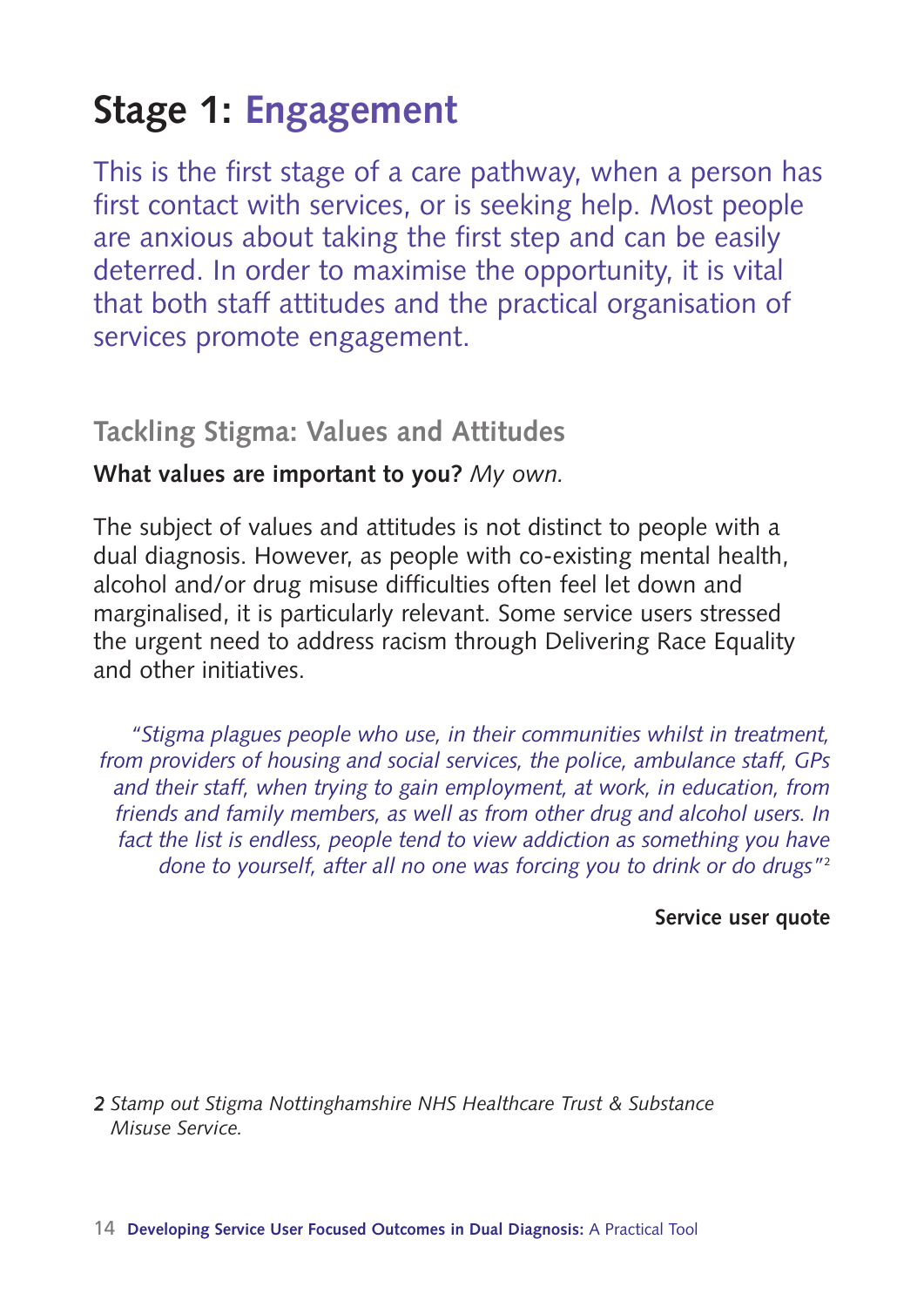# Stage 1: Engagement

This is the first stage of a care pathway, when a person has first contact with services, or is seeking help. Most people are anxious about taking the first step and can be easily deterred. In order to maximise the opportunity, it is vital that both staff attitudes and the practical organisation of services promote engagement.

## Tackling Stigma: Values and Attitudes

**What values are important to you?** *My own.*

The subject of values and attitudes is not distinct to people with a dual diagnosis. However, as people with co-existing mental health, alcohol and/or drug misuse difficulties often feel let down and marginalised, it is particularly relevant. Some service users stressed the urgent need to address racism through Delivering Race Equality and other initiatives.

> *"Stigma plagues people who use, in their communities whilst in treatment, from providers of housing and social services, the police, ambulance staff, GPs and their staff, when trying to gain employment, at work, in education, from friends and family members, as well as from other drug and alcohol users. In fact the list is endless, people tend to view addiction as something you have done to yourself, after all no one was forcing you to drink or do drugs"*[2]
>
> **Service user quote**

*2 Stamp out Stigma Nottinghamshire NHS Healthcare Trust & Substance Misuse Service.*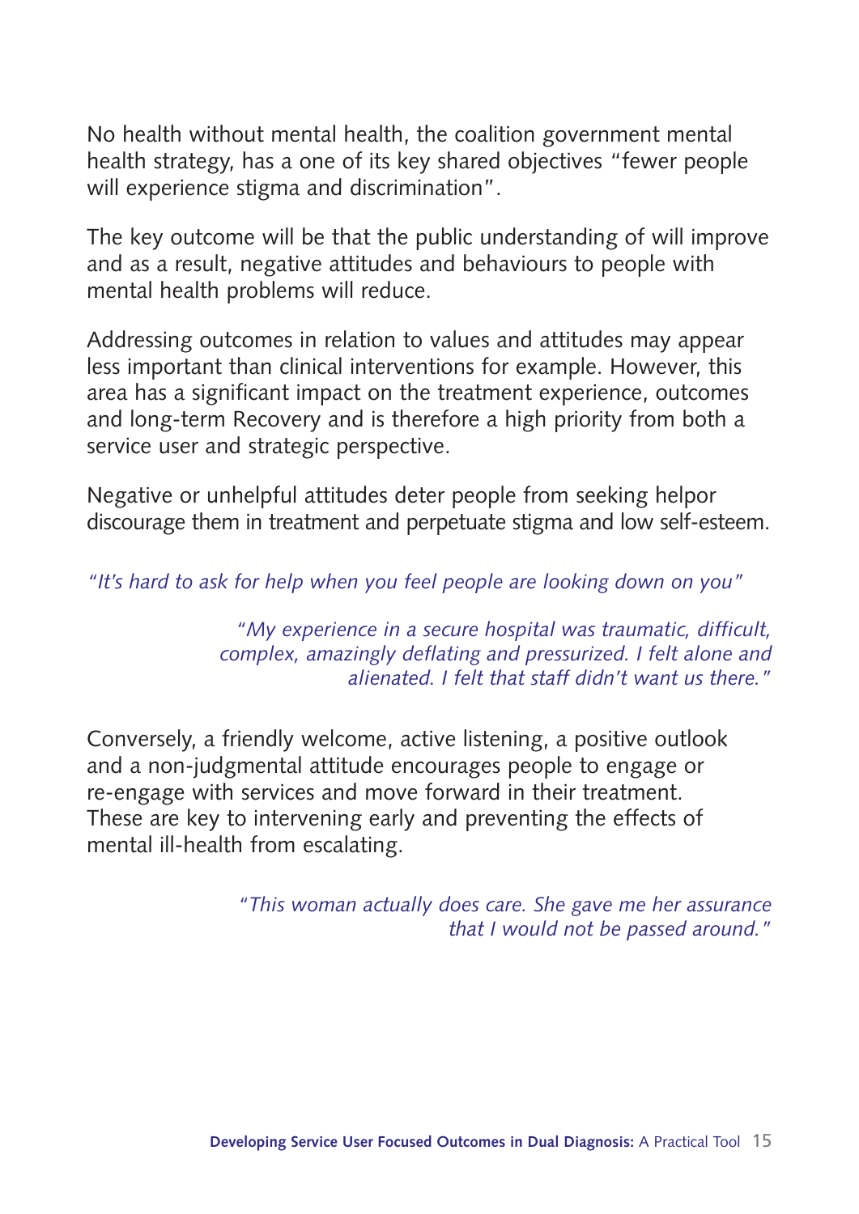No health without mental health, the coalition government mental health strategy, has a one of its key shared objectives "fewer people will experience stigma and discrimination".

The key outcome will be that the public understanding of will improve and as a result, negative attitudes and behaviours to people with mental health problems will reduce.

Addressing outcomes in relation to values and attitudes may appear less important than clinical interventions for example. However, this area has a significant impact on the treatment experience, outcomes and long-term Recovery and is therefore a high priority from both a service user and strategic perspective.

Negative or unhelpful attitudes deter people from seeking helpor discourage them in treatment and perpetuate stigma and low self-esteem.

*"It's hard to ask for help when you feel people are looking down on you"*

*"My experience in a secure hospital was traumatic, difficult, complex, amazingly deflating and pressurized. I felt alone and alienated. I felt that staff didn't want us there."*

Conversely, a friendly welcome, active listening, a positive outlook and a non-judgmental attitude encourages people to engage or re-engage with services and move forward in their treatment. These are key to intervening early and preventing the effects of mental ill-health from escalating.

*"This woman actually does care. She gave me her assurance that I would not be passed around."*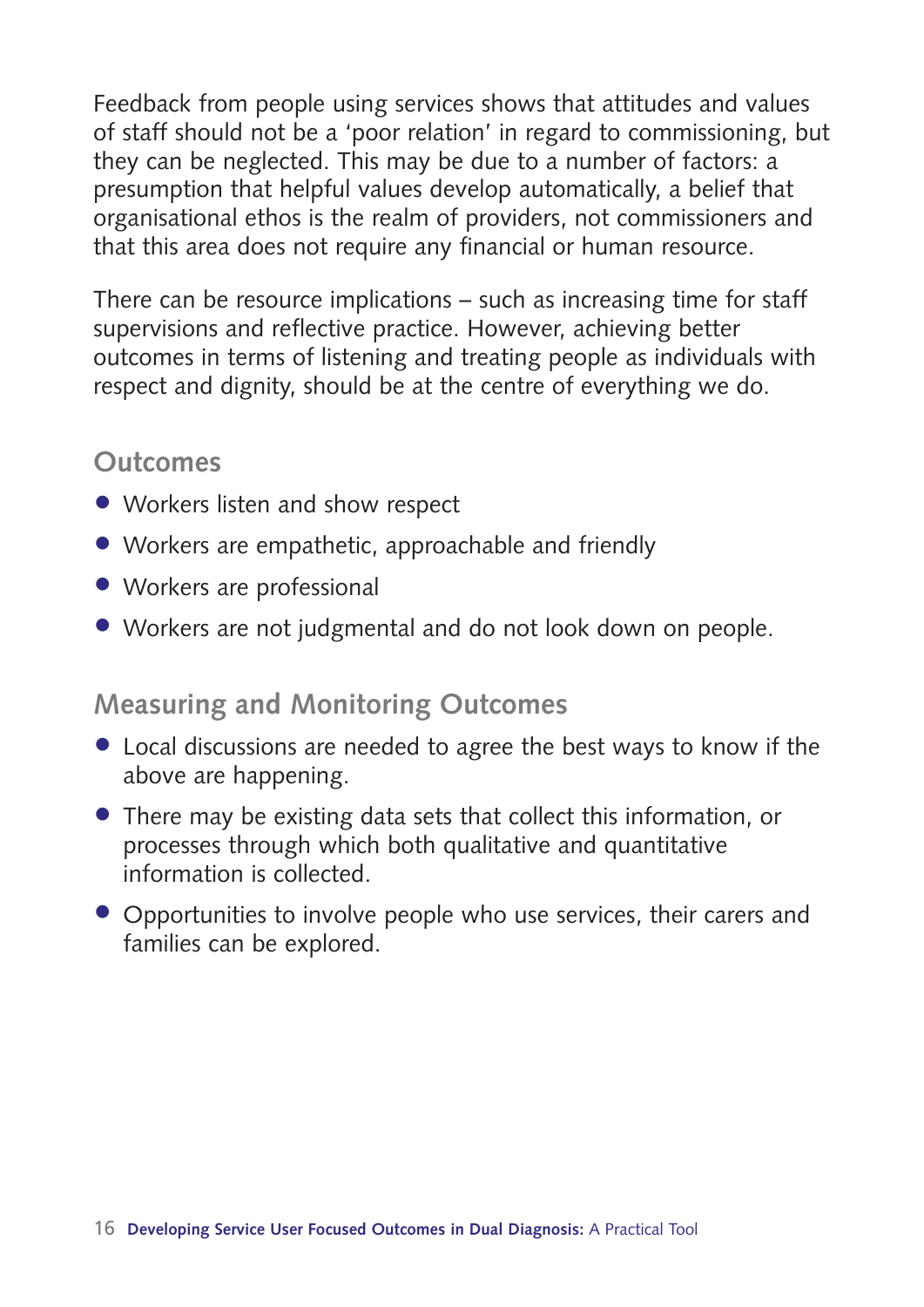Feedback from people using services shows that attitudes and values of staff should not be a 'poor relation' in regard to commissioning, but they can be neglected. This may be due to a number of factors: a presumption that helpful values develop automatically, a belief that organisational ethos is the realm of providers, not commissioners and that this area does not require any financial or human resource.

There can be resource implications – such as increasing time for staff supervisions and reflective practice. However, achieving better outcomes in terms of listening and treating people as individuals with respect and dignity, should be at the centre of everything we do.

## Outcomes

- Workers listen and show respect
- Workers are empathetic, approachable and friendly
- Workers are professional
- Workers are not judgmental and do not look down on people.

## Measuring and Monitoring Outcomes

- Local discussions are needed to agree the best ways to know if the above are happening.
- There may be existing data sets that collect this information, or processes through which both qualitative and quantitative information is collected.
- Opportunities to involve people who use services, their carers and families can be explored.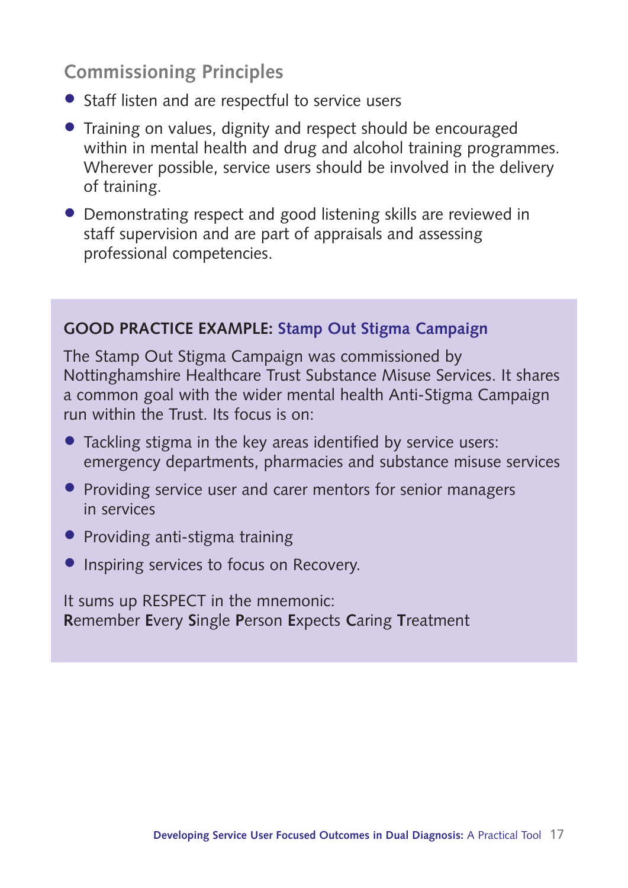## Commissioning Principles

- Staff listen and are respectful to service users
- Training on values, dignity and respect should be encouraged within in mental health and drug and alcohol training programmes. Wherever possible, service users should be involved in the delivery of training.
- Demonstrating respect and good listening skills are reviewed in staff supervision and are part of appraisals and assessing professional competencies.

**GOOD PRACTICE EXAMPLE: Stamp Out Stigma Campaign**

The Stamp Out Stigma Campaign was commissioned by Nottinghamshire Healthcare Trust Substance Misuse Services. It shares a common goal with the wider mental health Anti-Stigma Campaign run within the Trust. Its focus is on:

- Tackling stigma in the key areas identified by service users: emergency departments, pharmacies and substance misuse services
- Providing service user and carer mentors for senior managers in services
- Providing anti-stigma training
- Inspiring services to focus on Recovery.

It sums up RESPECT in the mnemonic:
**R**emember **E**very **S**ingle **P**erson **E**xpects **C**aring **T**reatment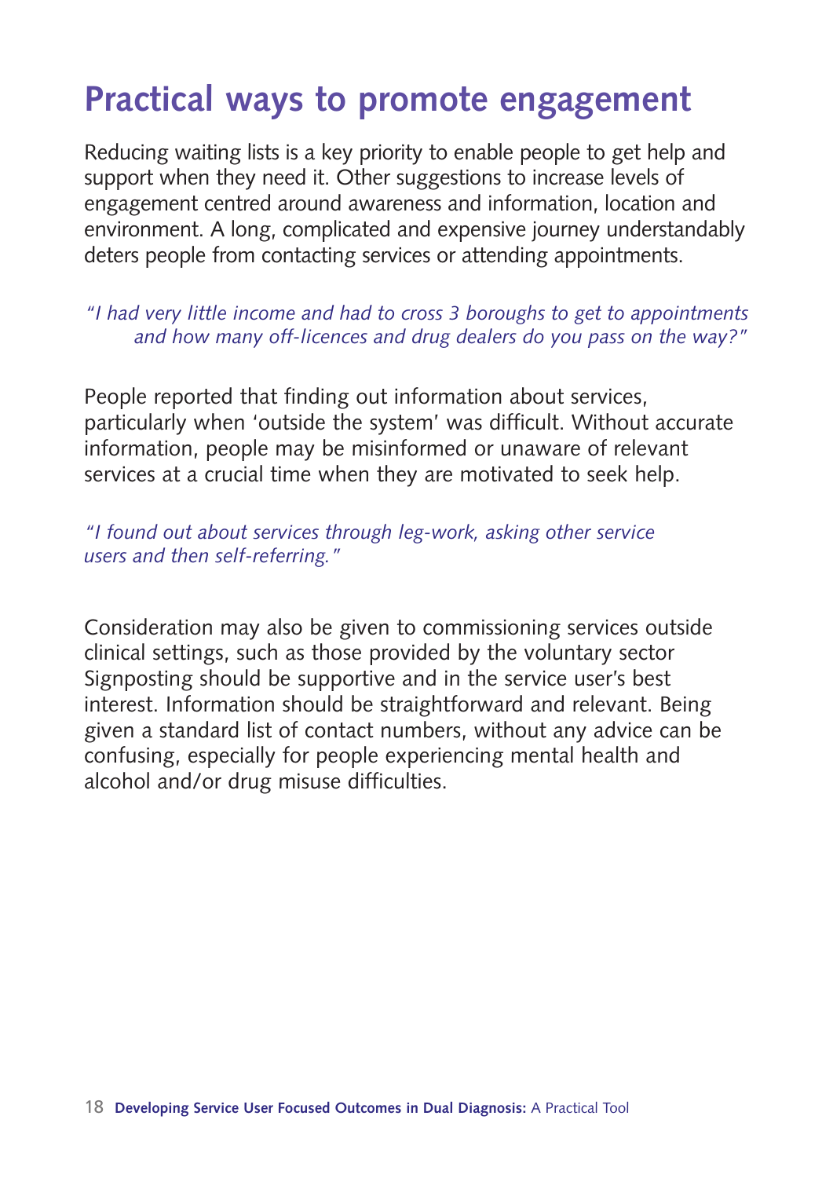# Practical ways to promote engagement

Reducing waiting lists is a key priority to enable people to get help and support when they need it. Other suggestions to increase levels of engagement centred around awareness and information, location and environment. A long, complicated and expensive journey understandably deters people from contacting services or attending appointments.

*"I had very little income and had to cross 3 boroughs to get to appointments and how many off-licences and drug dealers do you pass on the way?"*

People reported that finding out information about services, particularly when 'outside the system' was difficult. Without accurate information, people may be misinformed or unaware of relevant services at a crucial time when they are motivated to seek help.

*"I found out about services through leg-work, asking other service users and then self-referring."*

Consideration may also be given to commissioning services outside clinical settings, such as those provided by the voluntary sector Signposting should be supportive and in the service user's best interest. Information should be straightforward and relevant. Being given a standard list of contact numbers, without any advice can be confusing, especially for people experiencing mental health and alcohol and/or drug misuse difficulties.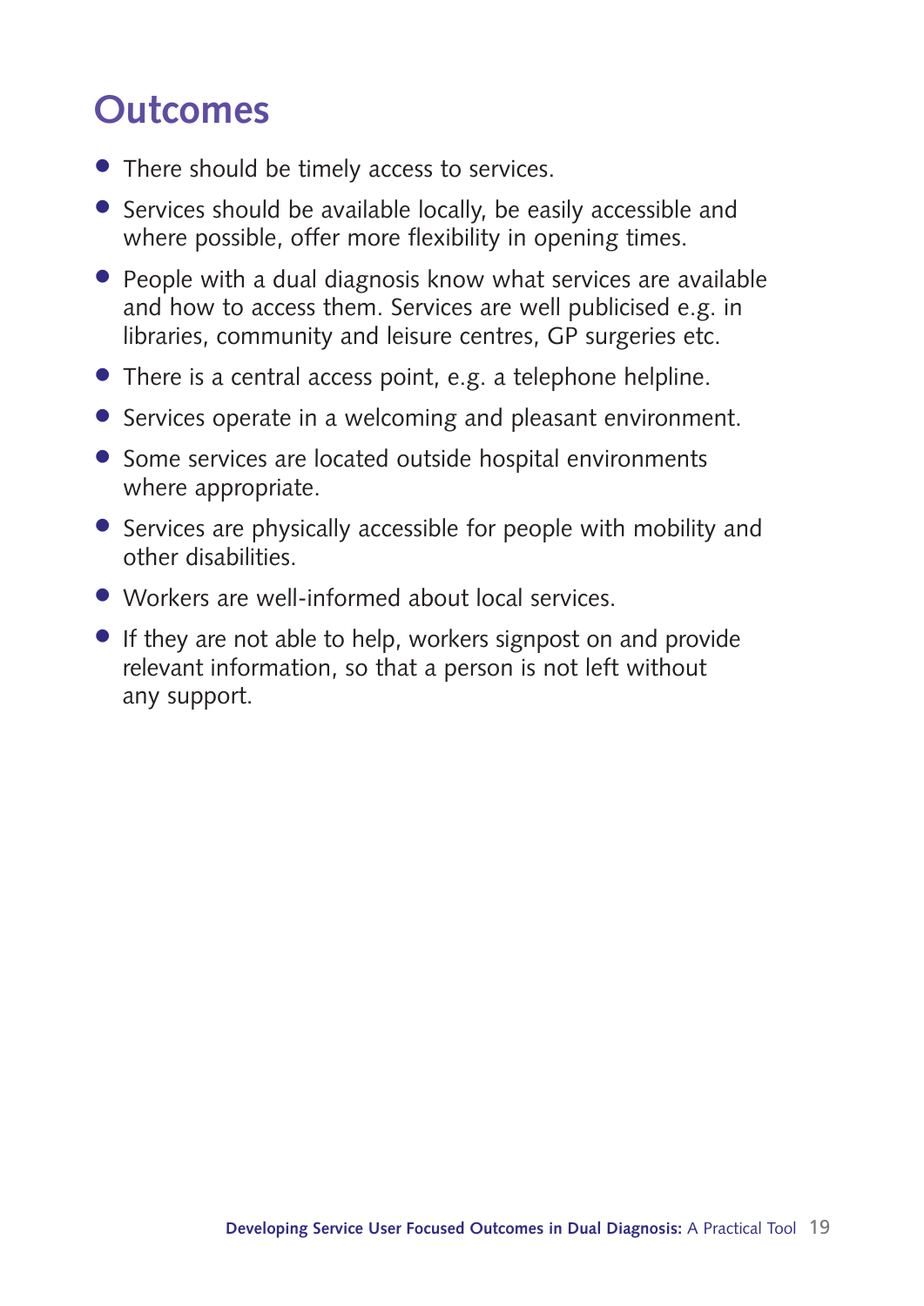# Outcomes

- There should be timely access to services.
- Services should be available locally, be easily accessible and where possible, offer more flexibility in opening times.
- People with a dual diagnosis know what services are available and how to access them. Services are well publicised e.g. in libraries, community and leisure centres, GP surgeries etc.
- There is a central access point, e.g. a telephone helpline.
- Services operate in a welcoming and pleasant environment.
- Some services are located outside hospital environments where appropriate.
- Services are physically accessible for people with mobility and other disabilities.
- Workers are well-informed about local services.
- If they are not able to help, workers signpost on and provide relevant information, so that a person is not left without any support.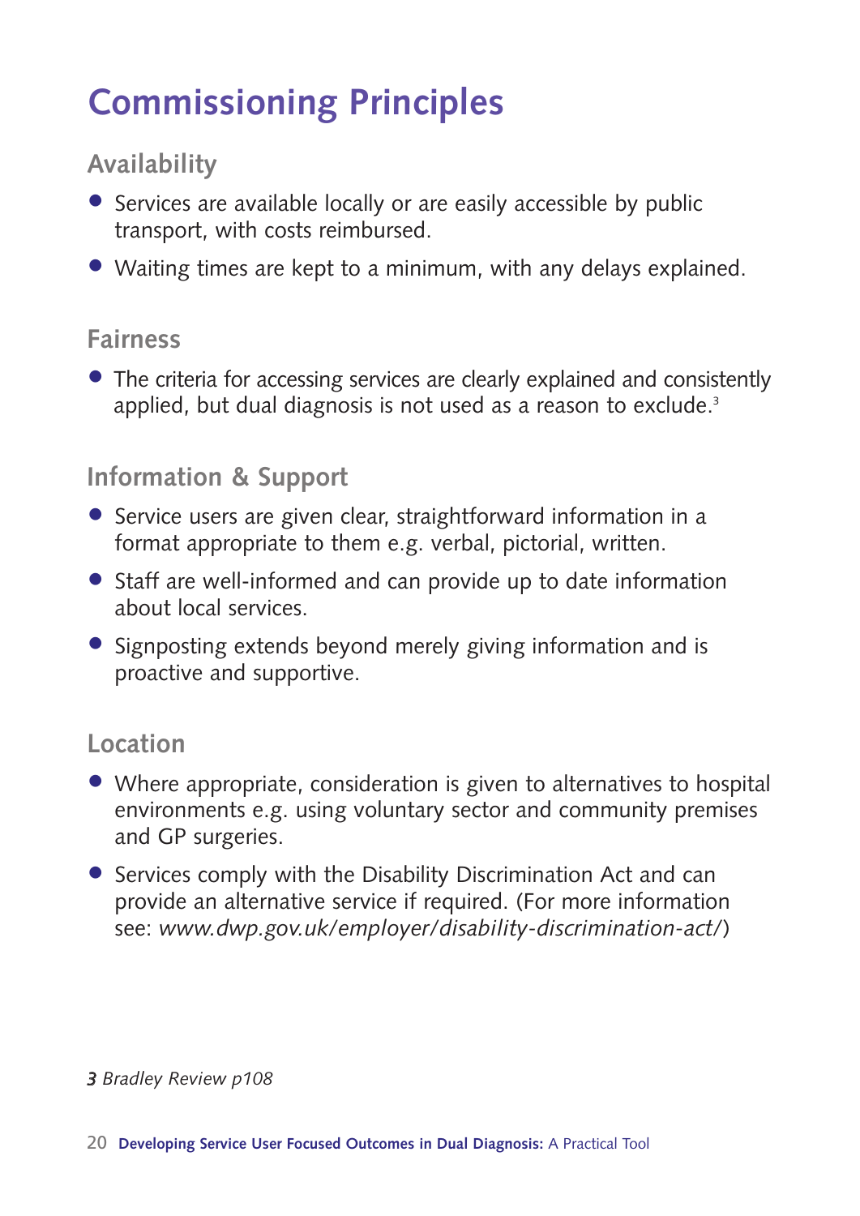# Commissioning Principles

## Availability

- Services are available locally or are easily accessible by public transport, with costs reimbursed.
- Waiting times are kept to a minimum, with any delays explained.

## Fairness

- The criteria for accessing services are clearly explained and consistently applied, but dual diagnosis is not used as a reason to exclude.[3]

## Information & Support

- Service users are given clear, straightforward information in a format appropriate to them e.g. verbal, pictorial, written.
- Staff are well-informed and can provide up to date information about local services.
- Signposting extends beyond merely giving information and is proactive and supportive.

## Location

- Where appropriate, consideration is given to alternatives to hospital environments e.g. using voluntary sector and community premises and GP surgeries.
- Services comply with the Disability Discrimination Act and can provide an alternative service if required. (For more information see: *www.dwp.gov.uk/employer/disability-discrimination-act/*)

*3 Bradley Review p108*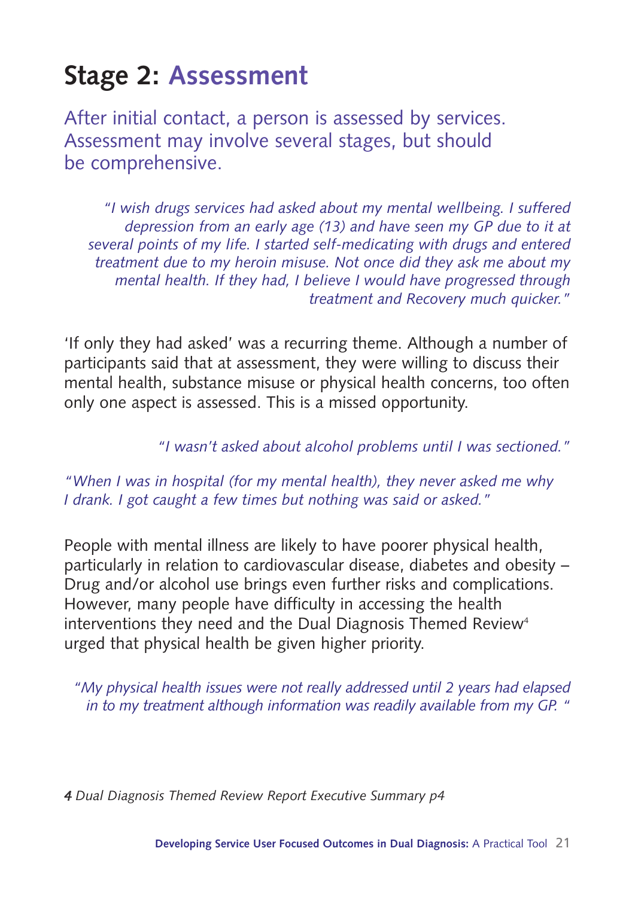# Stage 2: Assessment

After initial contact, a person is assessed by services. Assessment may involve several stages, but should be comprehensive.

*"I wish drugs services had asked about my mental wellbeing. I suffered depression from an early age (13) and have seen my GP due to it at several points of my life. I started self-medicating with drugs and entered treatment due to my heroin misuse. Not once did they ask me about my mental health. If they had, I believe I would have progressed through treatment and Recovery much quicker."*

'If only they had asked' was a recurring theme. Although a number of participants said that at assessment, they were willing to discuss their mental health, substance misuse or physical health concerns, too often only one aspect is assessed. This is a missed opportunity.

*"I wasn't asked about alcohol problems until I was sectioned."*

*"When I was in hospital (for my mental health), they never asked me why I drank. I got caught a few times but nothing was said or asked."*

People with mental illness are likely to have poorer physical health, particularly in relation to cardiovascular disease, diabetes and obesity – Drug and/or alcohol use brings even further risks and complications. However, many people have difficulty in accessing the health interventions they need and the Dual Diagnosis Themed Review[4] urged that physical health be given higher priority.

*"My physical health issues were not really addressed until 2 years had elapsed in to my treatment although information was readily available from my GP. "*

*4 Dual Diagnosis Themed Review Report Executive Summary p4*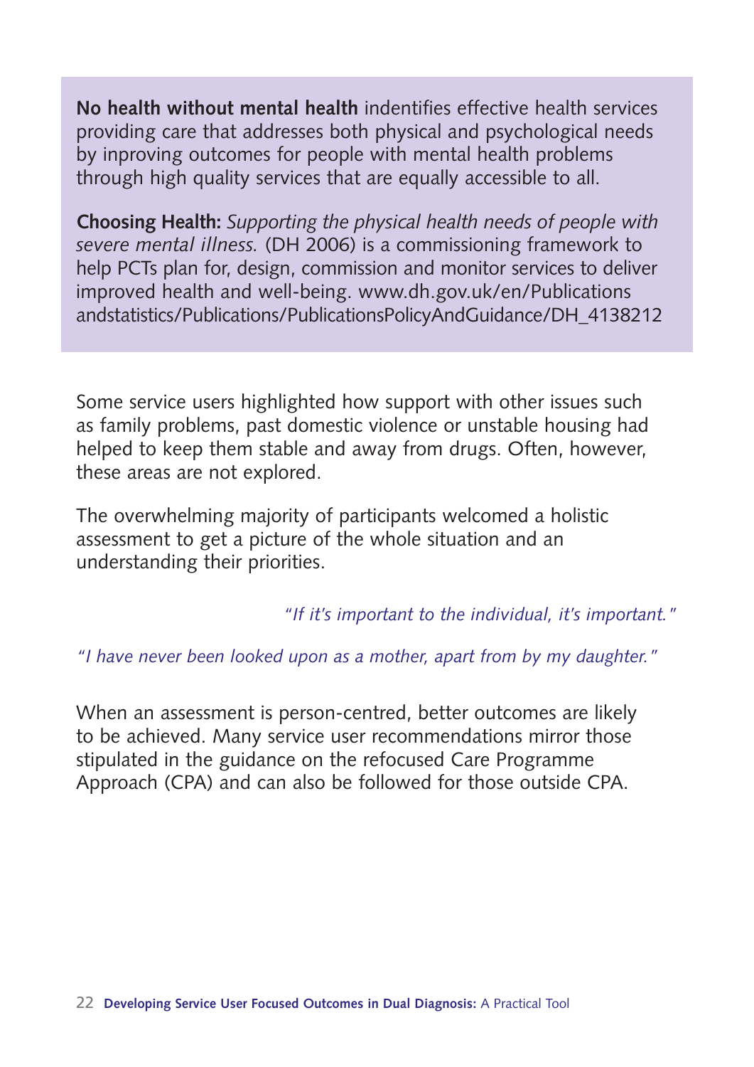**No health without mental health** indentifies effective health services providing care that addresses both physical and psychological needs by inproving outcomes for people with mental health problems through high quality services that are equally accessible to all.

**Choosing Health:** *Supporting the physical health needs of people with severe mental illness.* (DH 2006) is a commissioning framework to help PCTs plan for, design, commission and monitor services to deliver improved health and well-being. www.dh.gov.uk/en/Publicationsandstatistics/Publications/PublicationsPolicyAndGuidance/DH_4138212

Some service users highlighted how support with other issues such as family problems, past domestic violence or unstable housing had helped to keep them stable and away from drugs. Often, however, these areas are not explored.

The overwhelming majority of participants welcomed a holistic assessment to get a picture of the whole situation and an understanding their priorities.

*"If it's important to the individual, it's important."*

*"I have never been looked upon as a mother, apart from by my daughter."*

When an assessment is person-centred, better outcomes are likely to be achieved. Many service user recommendations mirror those stipulated in the guidance on the refocused Care Programme Approach (CPA) and can also be followed for those outside CPA.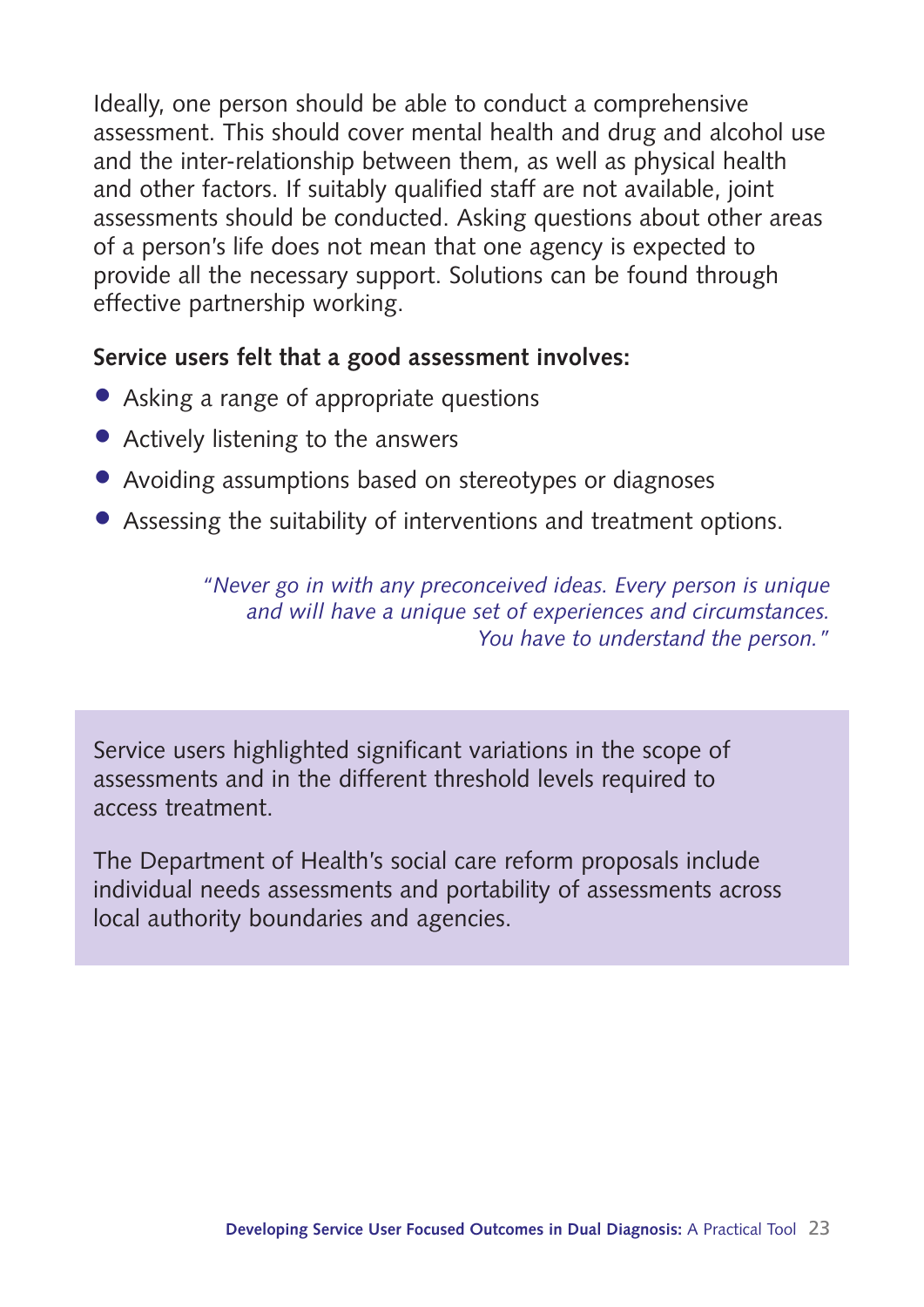Ideally, one person should be able to conduct a comprehensive assessment. This should cover mental health and drug and alcohol use and the inter-relationship between them, as well as physical health and other factors. If suitably qualified staff are not available, joint assessments should be conducted. Asking questions about other areas of a person's life does not mean that one agency is expected to provide all the necessary support. Solutions can be found through effective partnership working.

**Service users felt that a good assessment involves:**

- Asking a range of appropriate questions
- Actively listening to the answers
- Avoiding assumptions based on stereotypes or diagnoses
- Assessing the suitability of interventions and treatment options.

> *"Never go in with any preconceived ideas. Every person is unique and will have a unique set of experiences and circumstances. You have to understand the person."*

Service users highlighted significant variations in the scope of assessments and in the different threshold levels required to access treatment.

The Department of Health's social care reform proposals include individual needs assessments and portability of assessments across local authority boundaries and agencies.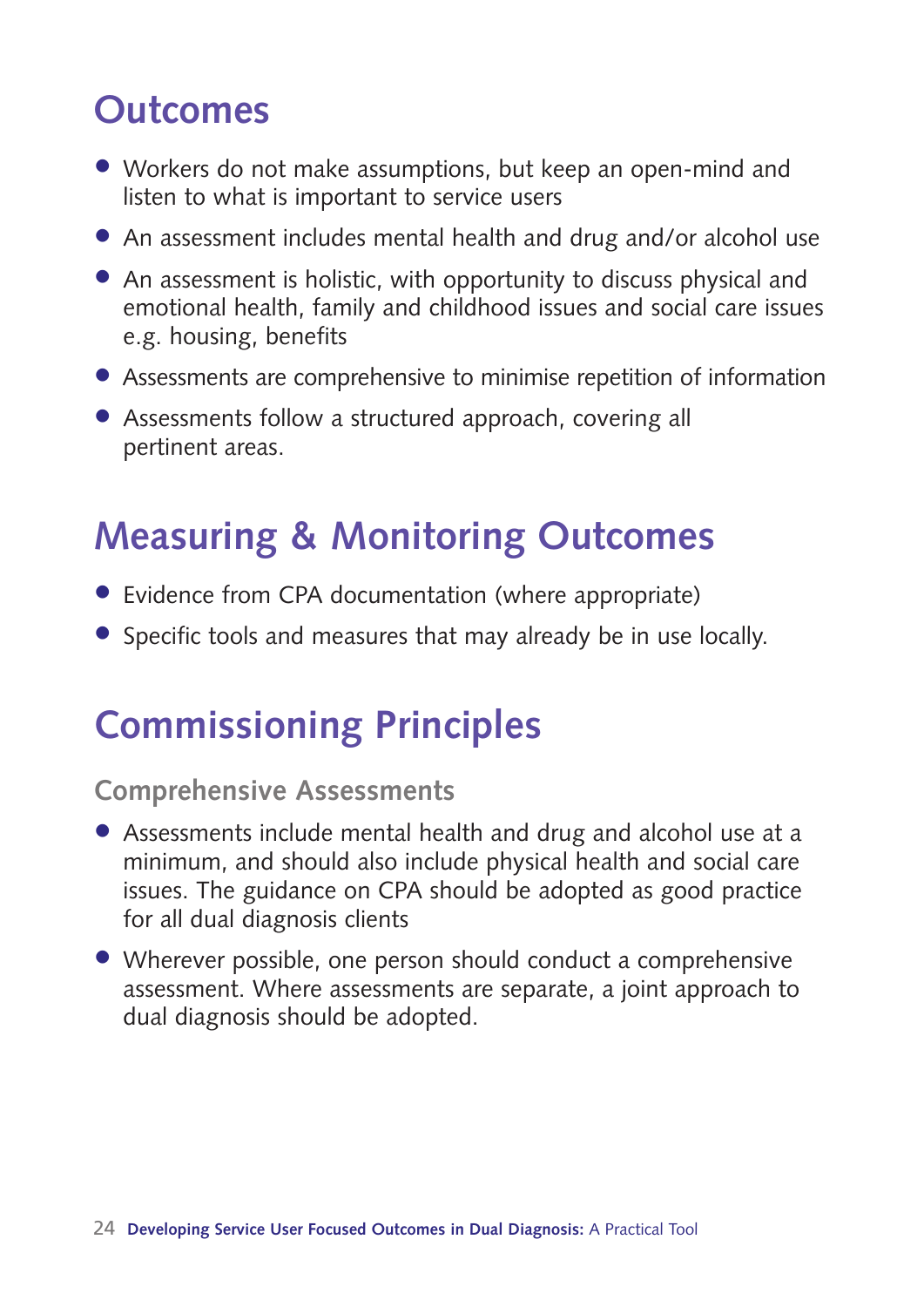## Outcomes

- Workers do not make assumptions, but keep an open-mind and listen to what is important to service users
- An assessment includes mental health and drug and/or alcohol use
- An assessment is holistic, with opportunity to discuss physical and emotional health, family and childhood issues and social care issues e.g. housing, benefits
- Assessments are comprehensive to minimise repetition of information
- Assessments follow a structured approach, covering all pertinent areas.

## Measuring & Monitoring Outcomes

- Evidence from CPA documentation (where appropriate)
- Specific tools and measures that may already be in use locally.

## Commissioning Principles

### Comprehensive Assessments

- Assessments include mental health and drug and alcohol use at a minimum, and should also include physical health and social care issues. The guidance on CPA should be adopted as good practice for all dual diagnosis clients
- Wherever possible, one person should conduct a comprehensive assessment. Where assessments are separate, a joint approach to dual diagnosis should be adopted.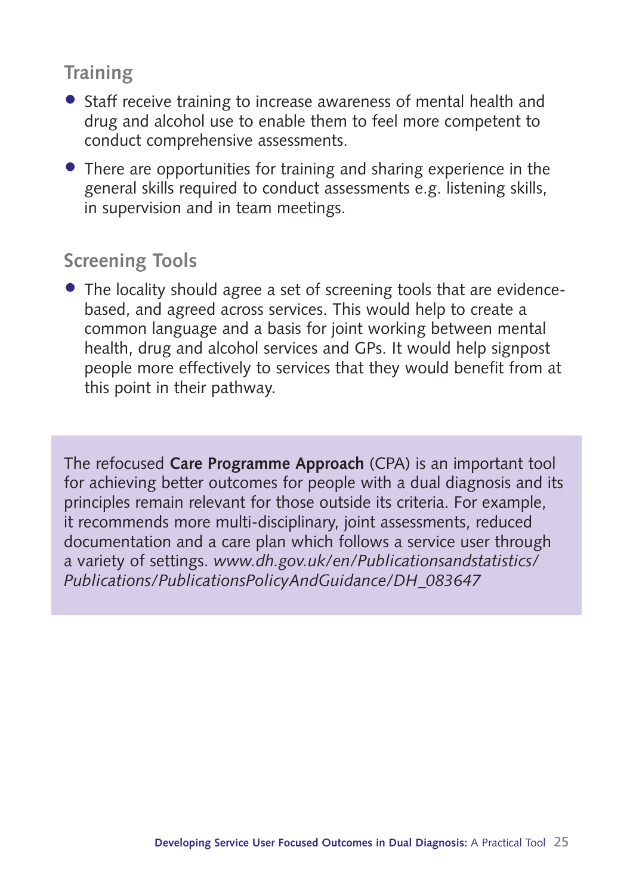## Training

- Staff receive training to increase awareness of mental health and drug and alcohol use to enable them to feel more competent to conduct comprehensive assessments.
- There are opportunities for training and sharing experience in the general skills required to conduct assessments e.g. listening skills, in supervision and in team meetings.

## Screening Tools

- The locality should agree a set of screening tools that are evidence-based, and agreed across services. This would help to create a common language and a basis for joint working between mental health, drug and alcohol services and GPs. It would help signpost people more effectively to services that they would benefit from at this point in their pathway.

The refocused **Care Programme Approach** (CPA) is an important tool for achieving better outcomes for people with a dual diagnosis and its principles remain relevant for those outside its criteria. For example, it recommends more multi-disciplinary, joint assessments, reduced documentation and a care plan which follows a service user through a variety of settings. *www.dh.gov.uk/en/Publicationsandstatistics/Publications/PublicationsPolicyAndGuidance/DH_083647*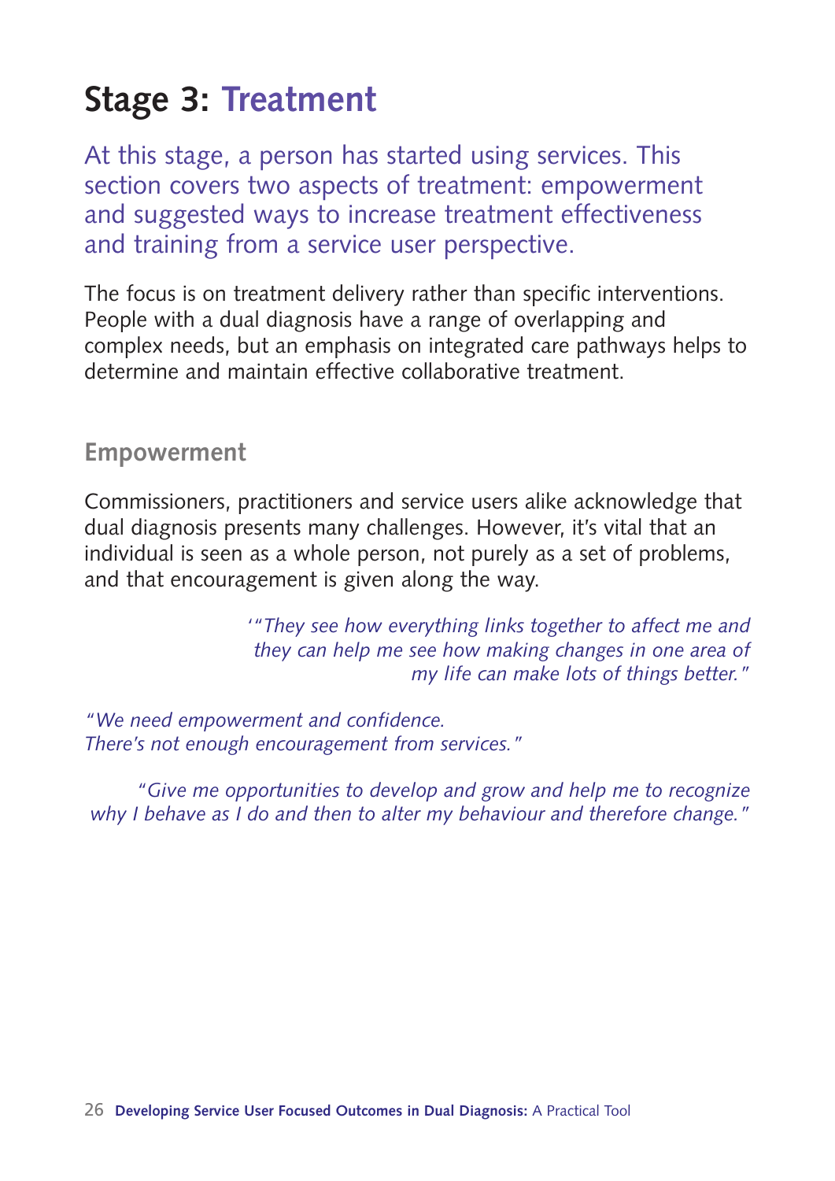# Stage 3: Treatment

At this stage, a person has started using services. This section covers two aspects of treatment: empowerment and suggested ways to increase treatment effectiveness and training from a service user perspective.

The focus is on treatment delivery rather than specific interventions. People with a dual diagnosis have a range of overlapping and complex needs, but an emphasis on integrated care pathways helps to determine and maintain effective collaborative treatment.

## Empowerment

Commissioners, practitioners and service users alike acknowledge that dual diagnosis presents many challenges. However, it's vital that an individual is seen as a whole person, not purely as a set of problems, and that encouragement is given along the way.

*'"They see how everything links together to affect me and they can help me see how making changes in one area of my life can make lots of things better."*

*"We need empowerment and confidence. There's not enough encouragement from services."*

*"Give me opportunities to develop and grow and help me to recognize why I behave as I do and then to alter my behaviour and therefore change."*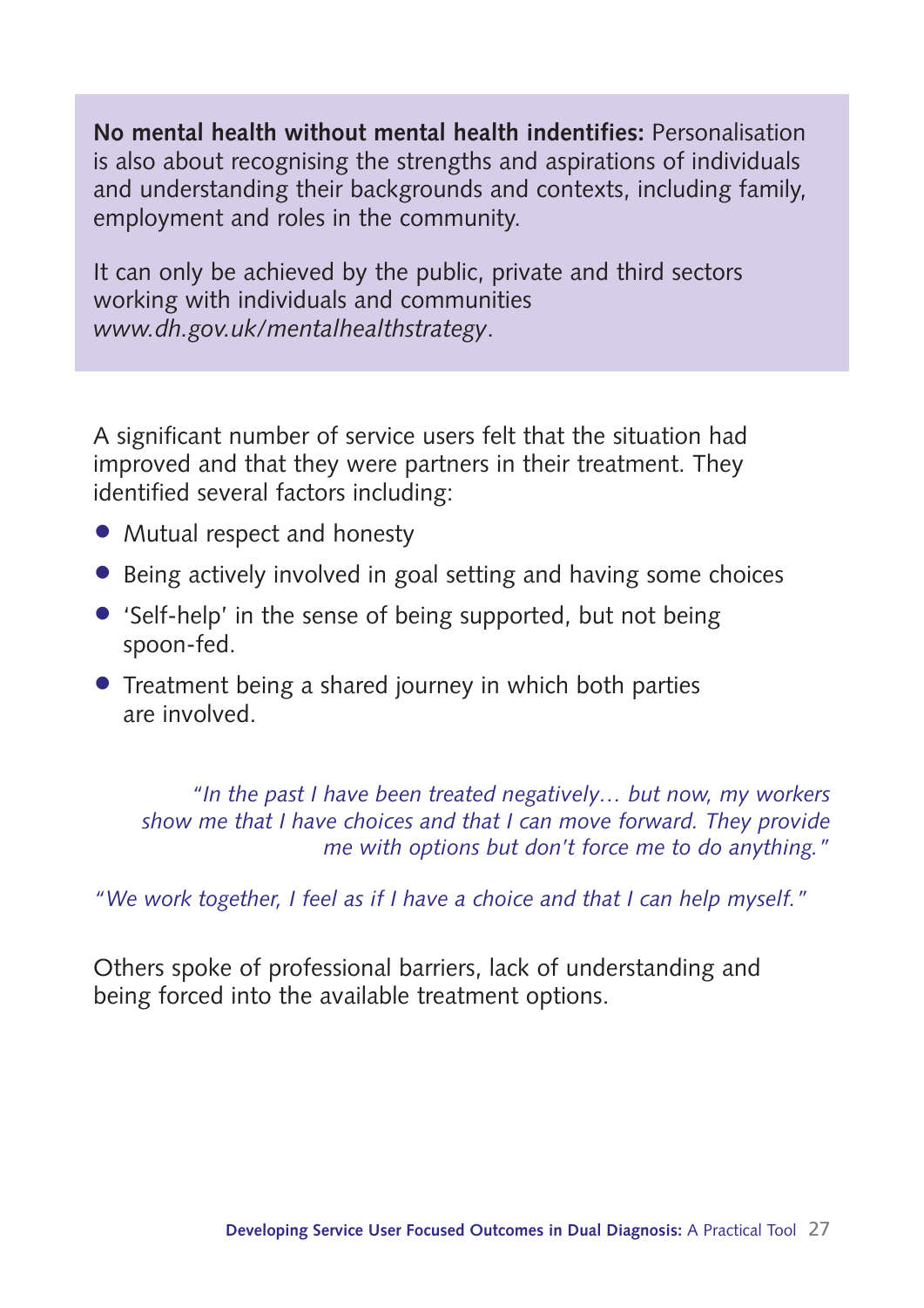**No mental health without mental health indentifies:** Personalisation is also about recognising the strengths and aspirations of individuals and understanding their backgrounds and contexts, including family, employment and roles in the community.

It can only be achieved by the public, private and third sectors working with individuals and communities *www.dh.gov.uk/mentalhealthstrategy*.

A significant number of service users felt that the situation had improved and that they were partners in their treatment. They identified several factors including:

- Mutual respect and honesty
- Being actively involved in goal setting and having some choices
- 'Self-help' in the sense of being supported, but not being spoon-fed.
- Treatment being a shared journey in which both parties are involved.

*"In the past I have been treated negatively… but now, my workers show me that I have choices and that I can move forward. They provide me with options but don't force me to do anything."*

*"We work together, I feel as if I have a choice and that I can help myself."*

Others spoke of professional barriers, lack of understanding and being forced into the available treatment options.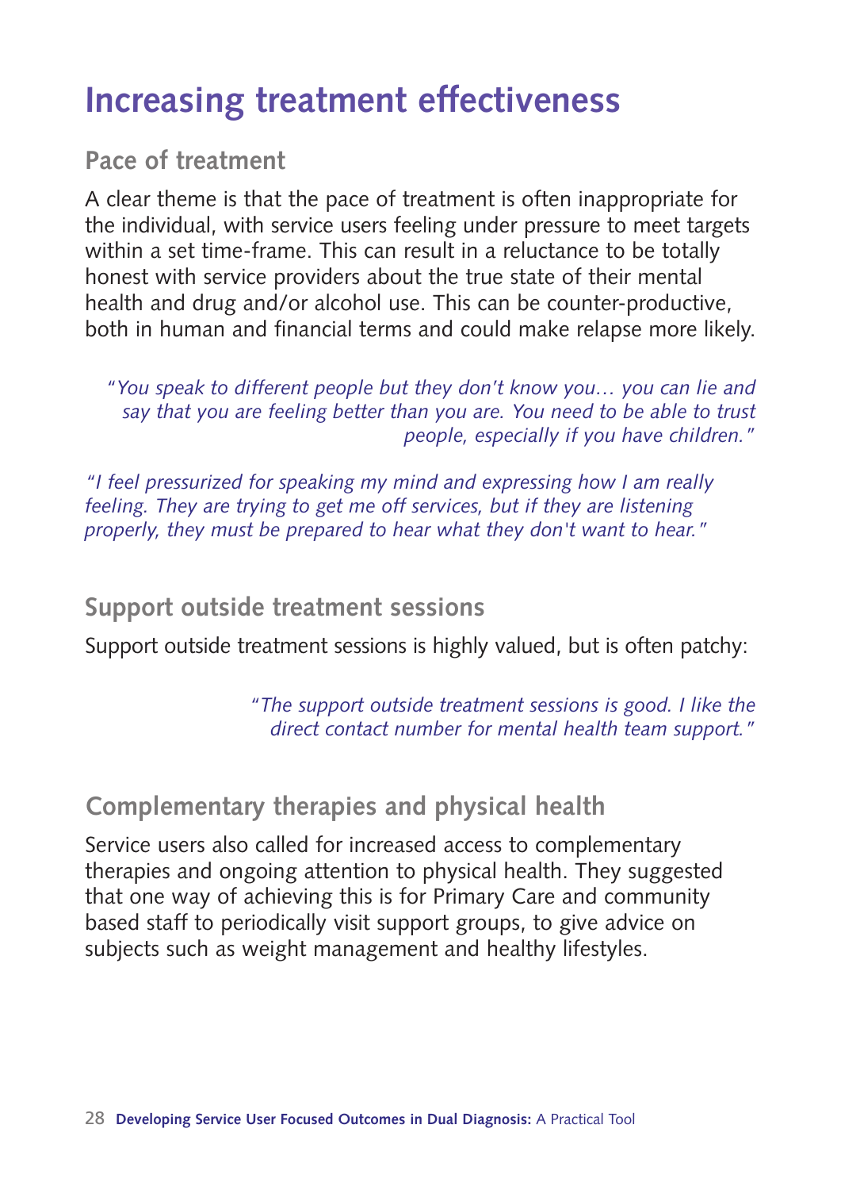# Increasing treatment effectiveness

## Pace of treatment

A clear theme is that the pace of treatment is often inappropriate for the individual, with service users feeling under pressure to meet targets within a set time-frame. This can result in a reluctance to be totally honest with service providers about the true state of their mental health and drug and/or alcohol use. This can be counter-productive, both in human and financial terms and could make relapse more likely.

*"You speak to different people but they don't know you… you can lie and say that you are feeling better than you are. You need to be able to trust people, especially if you have children."*

*"I feel pressurized for speaking my mind and expressing how I am really feeling. They are trying to get me off services, but if they are listening properly, they must be prepared to hear what they don't want to hear."*

## Support outside treatment sessions

Support outside treatment sessions is highly valued, but is often patchy:

*"The support outside treatment sessions is good. I like the direct contact number for mental health team support."*

## Complementary therapies and physical health

Service users also called for increased access to complementary therapies and ongoing attention to physical health. They suggested that one way of achieving this is for Primary Care and community based staff to periodically visit support groups, to give advice on subjects such as weight management and healthy lifestyles.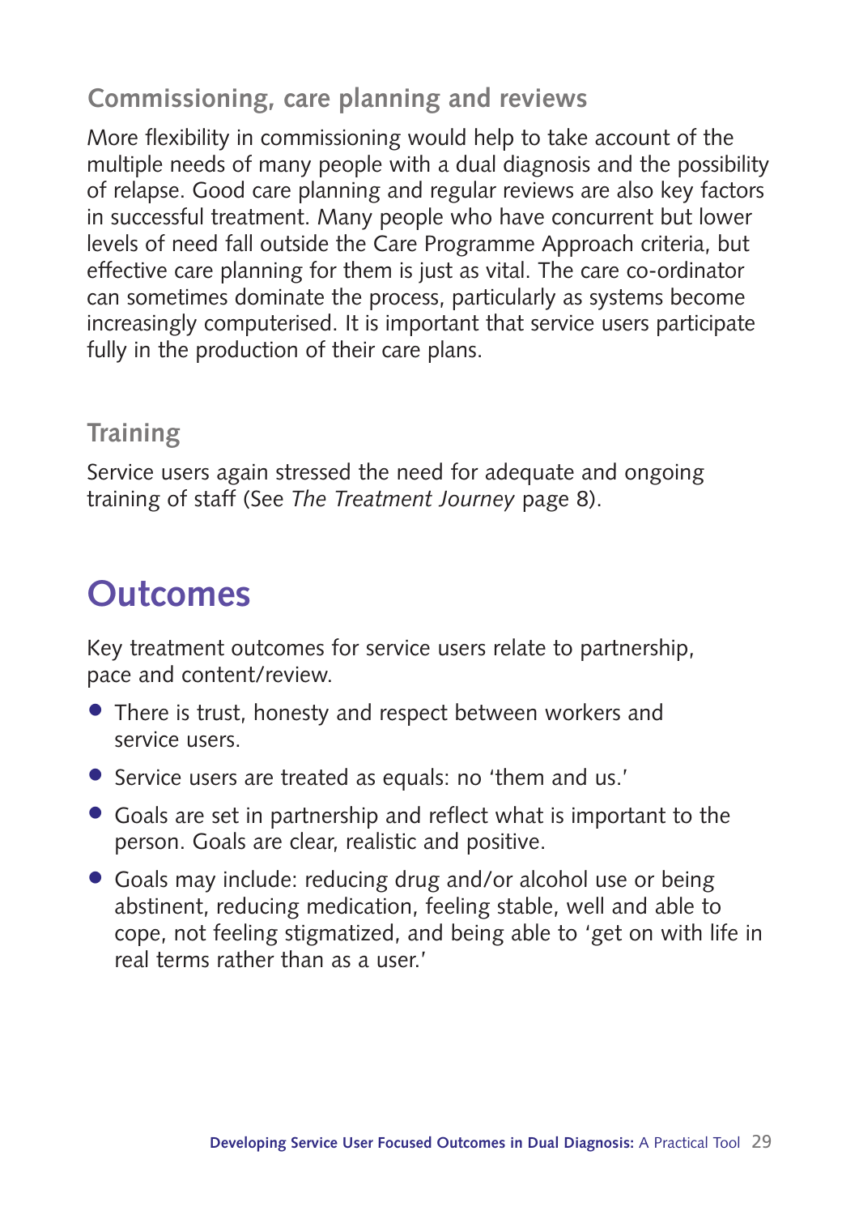### Commissioning, care planning and reviews

More flexibility in commissioning would help to take account of the multiple needs of many people with a dual diagnosis and the possibility of relapse. Good care planning and regular reviews are also key factors in successful treatment. Many people who have concurrent but lower levels of need fall outside the Care Programme Approach criteria, but effective care planning for them is just as vital. The care co-ordinator can sometimes dominate the process, particularly as systems become increasingly computerised. It is important that service users participate fully in the production of their care plans.

### Training

Service users again stressed the need for adequate and ongoing training of staff (See *The Treatment Journey* page 8).

## Outcomes

Key treatment outcomes for service users relate to partnership, pace and content/review.

- There is trust, honesty and respect between workers and service users.
- Service users are treated as equals: no 'them and us.'
- Goals are set in partnership and reflect what is important to the person. Goals are clear, realistic and positive.
- Goals may include: reducing drug and/or alcohol use or being abstinent, reducing medication, feeling stable, well and able to cope, not feeling stigmatized, and being able to 'get on with life in real terms rather than as a user.'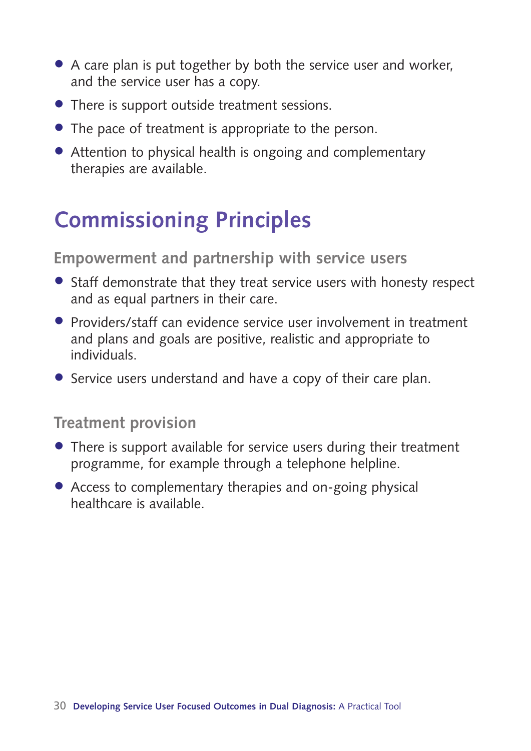- A care plan is put together by both the service user and worker, and the service user has a copy.
- There is support outside treatment sessions.
- The pace of treatment is appropriate to the person.
- Attention to physical health is ongoing and complementary therapies are available.

## Commissioning Principles

### Empowerment and partnership with service users

- Staff demonstrate that they treat service users with honesty respect and as equal partners in their care.
- Providers/staff can evidence service user involvement in treatment and plans and goals are positive, realistic and appropriate to individuals.
- Service users understand and have a copy of their care plan.

### Treatment provision

- There is support available for service users during their treatment programme, for example through a telephone helpline.
- Access to complementary therapies and on-going physical healthcare is available.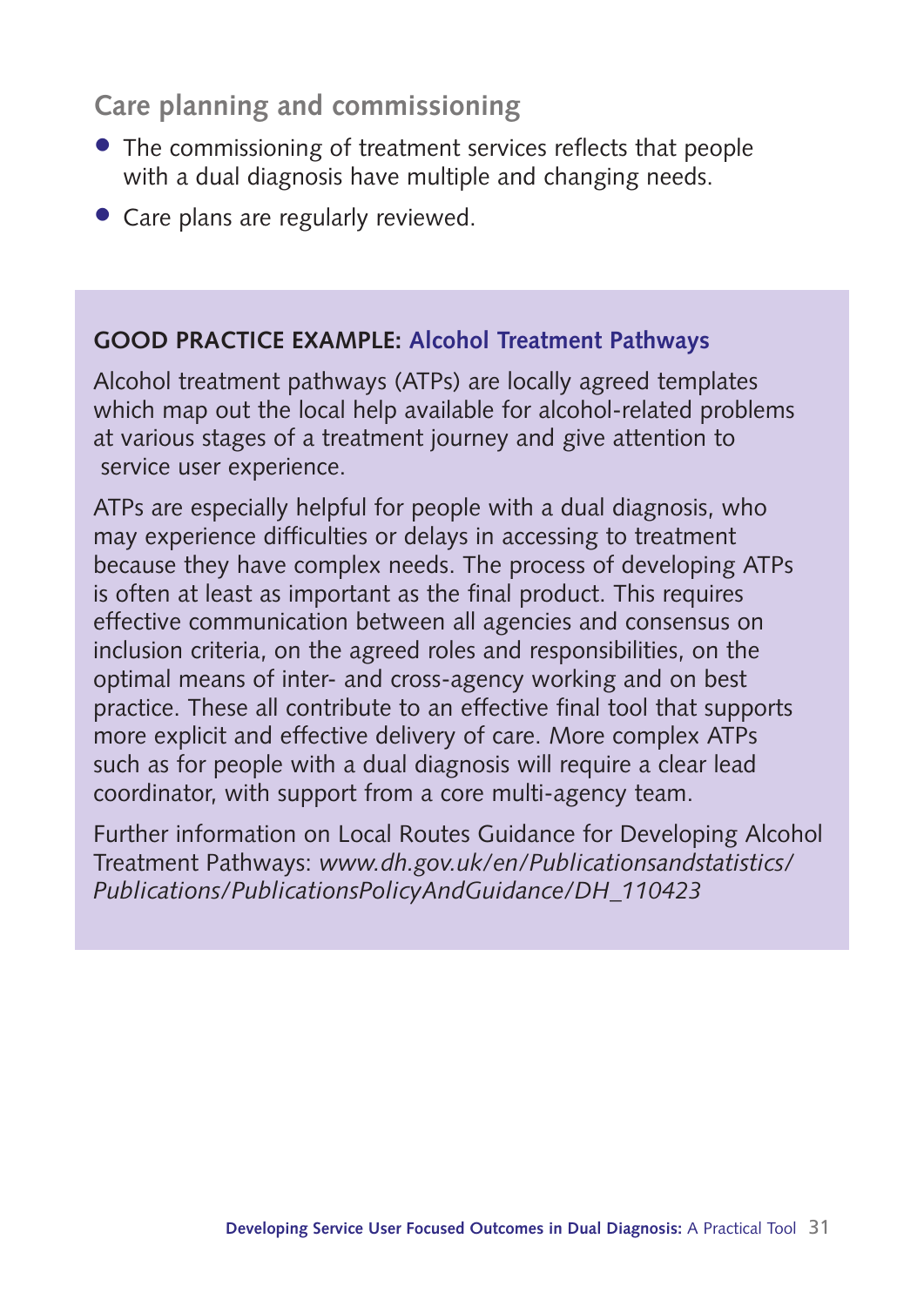## Care planning and commissioning

- The commissioning of treatment services reflects that people with a dual diagnosis have multiple and changing needs.
- Care plans are regularly reviewed.

**GOOD PRACTICE EXAMPLE: Alcohol Treatment Pathways**

Alcohol treatment pathways (ATPs) are locally agreed templates which map out the local help available for alcohol-related problems at various stages of a treatment journey and give attention to service user experience.

ATPs are especially helpful for people with a dual diagnosis, who may experience difficulties or delays in accessing to treatment because they have complex needs. The process of developing ATPs is often at least as important as the final product. This requires effective communication between all agencies and consensus on inclusion criteria, on the agreed roles and responsibilities, on the optimal means of inter- and cross-agency working and on best practice. These all contribute to an effective final tool that supports more explicit and effective delivery of care. More complex ATPs such as for people with a dual diagnosis will require a clear lead coordinator, with support from a core multi-agency team.

Further information on Local Routes Guidance for Developing Alcohol Treatment Pathways: *www.dh.gov.uk/en/Publicationsandstatistics/Publications/PublicationsPolicyAndGuidance/DH_110423*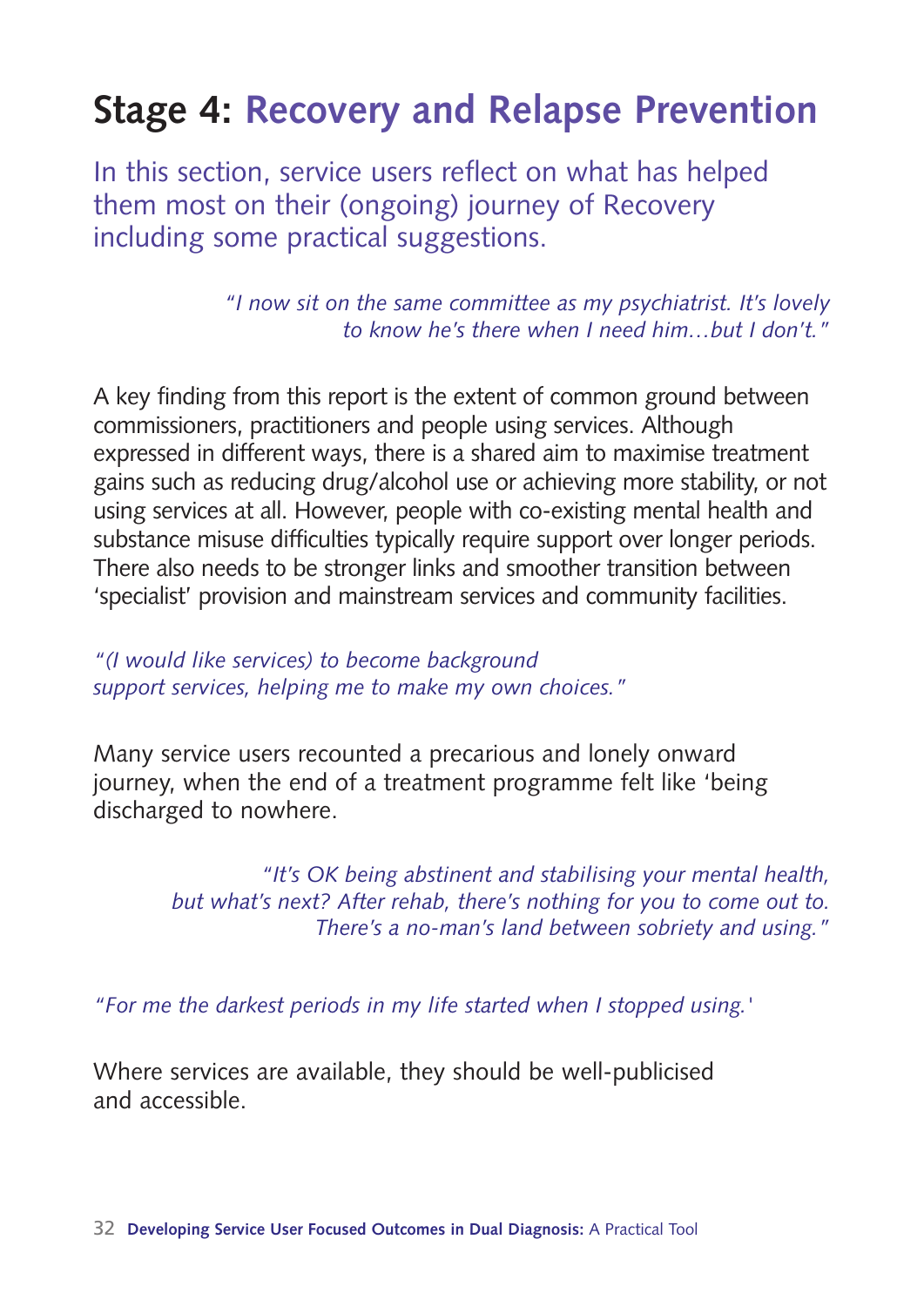# Stage 4: Recovery and Relapse Prevention

In this section, service users reflect on what has helped them most on their (ongoing) journey of Recovery including some practical suggestions.

*"I now sit on the same committee as my psychiatrist. It's lovely to know he's there when I need him…but I don't."*

A key finding from this report is the extent of common ground between commissioners, practitioners and people using services. Although expressed in different ways, there is a shared aim to maximise treatment gains such as reducing drug/alcohol use or achieving more stability, or not using services at all. However, people with co-existing mental health and substance misuse difficulties typically require support over longer periods. There also needs to be stronger links and smoother transition between 'specialist' provision and mainstream services and community facilities.

*"(I would like services) to become background support services, helping me to make my own choices."*

Many service users recounted a precarious and lonely onward journey, when the end of a treatment programme felt like 'being discharged to nowhere.

*"It's OK being abstinent and stabilising your mental health, but what's next? After rehab, there's nothing for you to come out to. There's a no-man's land between sobriety and using."*

*"For me the darkest periods in my life started when I stopped using.'*

Where services are available, they should be well-publicised and accessible.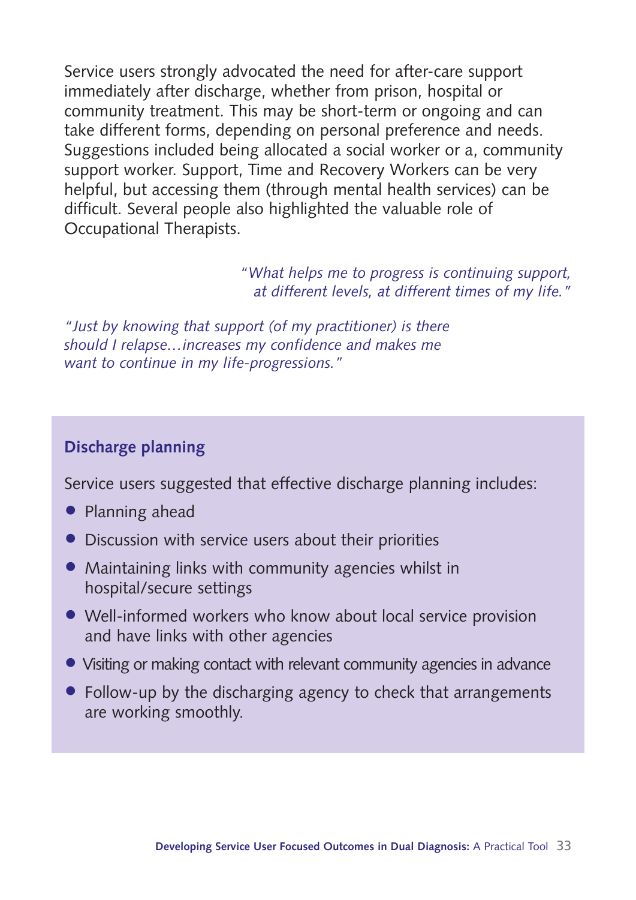Service users strongly advocated the need for after-care support immediately after discharge, whether from prison, hospital or community treatment. This may be short-term or ongoing and can take different forms, depending on personal preference and needs. Suggestions included being allocated a social worker or a, community support worker. Support, Time and Recovery Workers can be very helpful, but accessing them (through mental health services) can be difficult. Several people also highlighted the valuable role of Occupational Therapists.

*"What helps me to progress is continuing support, at different levels, at different times of my life."*

*"Just by knowing that support (of my practitioner) is there should I relapse…increases my confidence and makes me want to continue in my life-progressions."*

### Discharge planning

Service users suggested that effective discharge planning includes:

- Planning ahead
- Discussion with service users about their priorities
- Maintaining links with community agencies whilst in hospital/secure settings
- Well-informed workers who know about local service provision and have links with other agencies
- Visiting or making contact with relevant community agencies in advance
- Follow-up by the discharging agency to check that arrangements are working smoothly.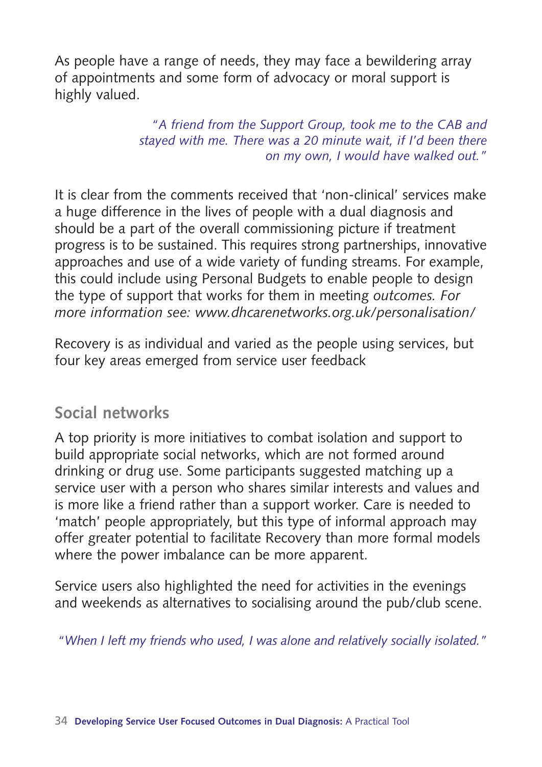As people have a range of needs, they may face a bewildering array of appointments and some form of advocacy or moral support is highly valued.

> *"A friend from the Support Group, took me to the CAB and stayed with me. There was a 20 minute wait, if I'd been there on my own, I would have walked out."*

It is clear from the comments received that 'non-clinical' services make a huge difference in the lives of people with a dual diagnosis and should be a part of the overall commissioning picture if treatment progress is to be sustained. This requires strong partnerships, innovative approaches and use of a wide variety of funding streams. For example, this could include using Personal Budgets to enable people to design the type of support that works for them in meeting *outcomes. For more information see: www.dhcarenetworks.org.uk/personalisation/*

Recovery is as individual and varied as the people using services, but four key areas emerged from service user feedback

## Social networks

A top priority is more initiatives to combat isolation and support to build appropriate social networks, which are not formed around drinking or drug use. Some participants suggested matching up a service user with a person who shares similar interests and values and is more like a friend rather than a support worker. Care is needed to 'match' people appropriately, but this type of informal approach may offer greater potential to facilitate Recovery than more formal models where the power imbalance can be more apparent.

Service users also highlighted the need for activities in the evenings and weekends as alternatives to socialising around the pub/club scene.

> *"When I left my friends who used, I was alone and relatively socially isolated."*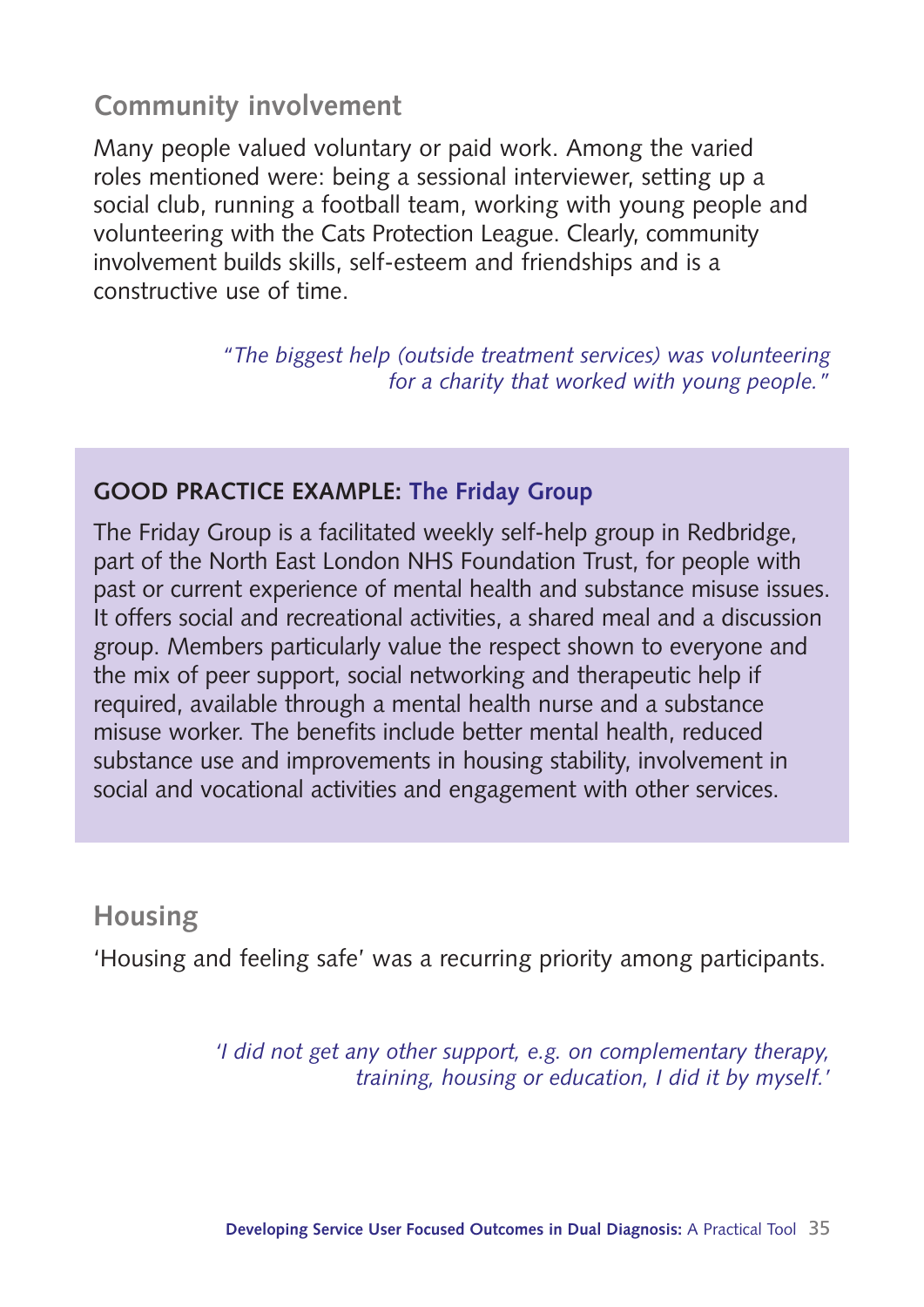## Community involvement

Many people valued voluntary or paid work. Among the varied roles mentioned were: being a sessional interviewer, setting up a social club, running a football team, working with young people and volunteering with the Cats Protection League. Clearly, community involvement builds skills, self-esteem and friendships and is a constructive use of time.

> *"The biggest help (outside treatment services) was volunteering for a charity that worked with young people."*

### GOOD PRACTICE EXAMPLE: The Friday Group

The Friday Group is a facilitated weekly self-help group in Redbridge, part of the North East London NHS Foundation Trust, for people with past or current experience of mental health and substance misuse issues. It offers social and recreational activities, a shared meal and a discussion group. Members particularly value the respect shown to everyone and the mix of peer support, social networking and therapeutic help if required, available through a mental health nurse and a substance misuse worker. The benefits include better mental health, reduced substance use and improvements in housing stability, involvement in social and vocational activities and engagement with other services.

## Housing

'Housing and feeling safe' was a recurring priority among participants.

> *'I did not get any other support, e.g. on complementary therapy, training, housing or education, I did it by myself.'*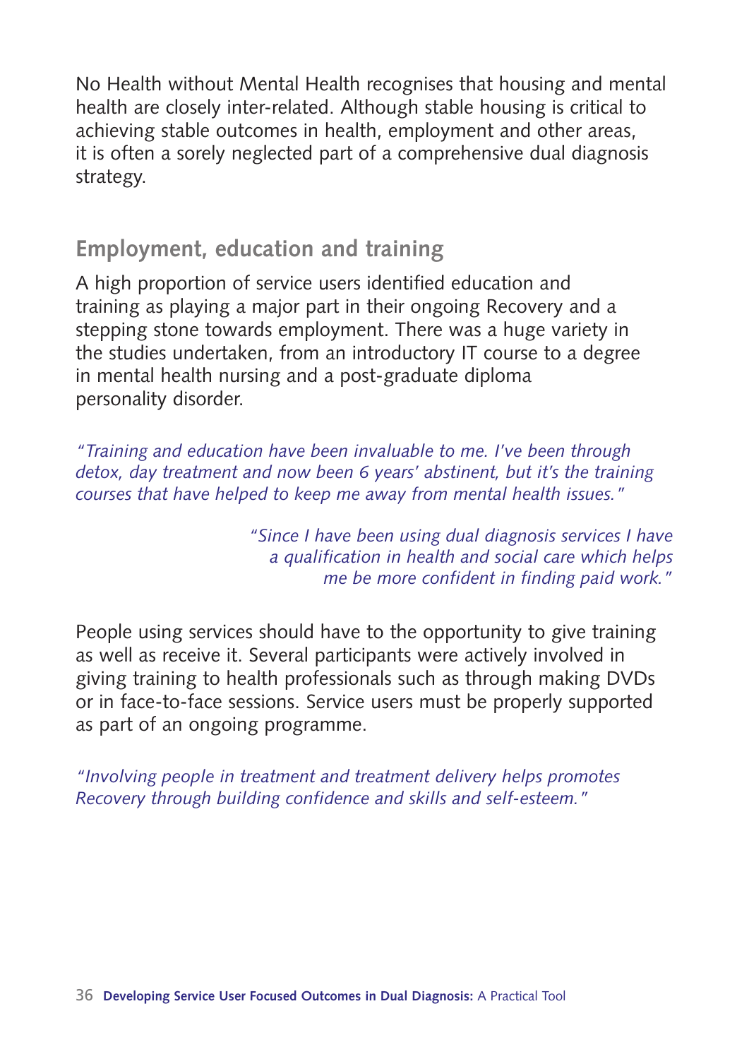No Health without Mental Health recognises that housing and mental health are closely inter-related. Although stable housing is critical to achieving stable outcomes in health, employment and other areas, it is often a sorely neglected part of a comprehensive dual diagnosis strategy.

## Employment, education and training

A high proportion of service users identified education and training as playing a major part in their ongoing Recovery and a stepping stone towards employment. There was a huge variety in the studies undertaken, from an introductory IT course to a degree in mental health nursing and a post-graduate diploma personality disorder.

*"Training and education have been invaluable to me. I've been through detox, day treatment and now been 6 years' abstinent, but it's the training courses that have helped to keep me away from mental health issues."*

*"Since I have been using dual diagnosis services I have a qualification in health and social care which helps me be more confident in finding paid work."*

People using services should have to the opportunity to give training as well as receive it. Several participants were actively involved in giving training to health professionals such as through making DVDs or in face-to-face sessions. Service users must be properly supported as part of an ongoing programme.

*"Involving people in treatment and treatment delivery helps promotes Recovery through building confidence and skills and self-esteem."*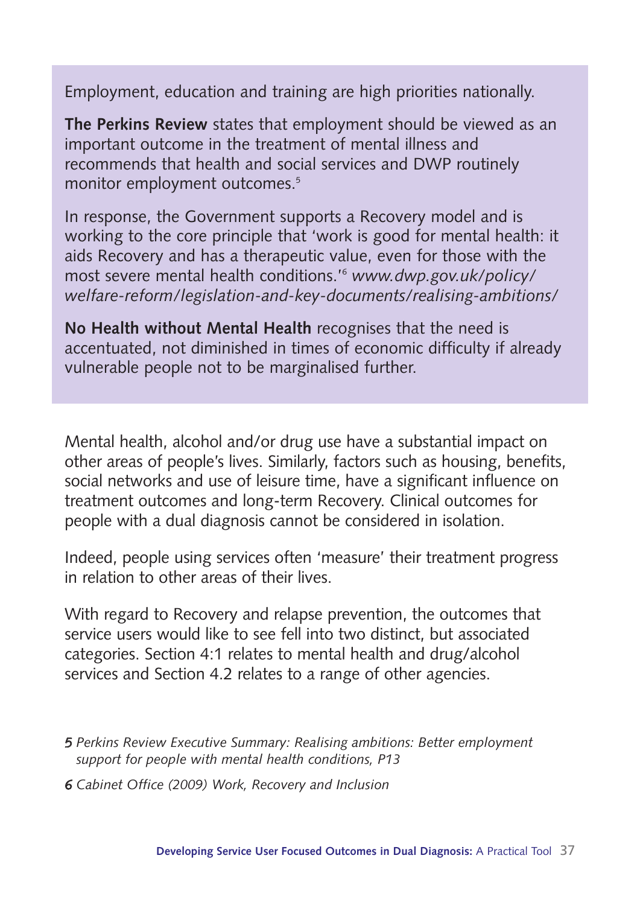Employment, education and training are high priorities nationally.

**The Perkins Review** states that employment should be viewed as an important outcome in the treatment of mental illness and recommends that health and social services and DWP routinely monitor employment outcomes.[5]

In response, the Government supports a Recovery model and is working to the core principle that 'work is good for mental health: it aids Recovery and has a therapeutic value, even for those with the most severe mental health conditions.'[6] *www.dwp.gov.uk/policy/welfare-reform/legislation-and-key-documents/realising-ambitions/*

**No Health without Mental Health** recognises that the need is accentuated, not diminished in times of economic difficulty if already vulnerable people not to be marginalised further.

Mental health, alcohol and/or drug use have a substantial impact on other areas of people's lives. Similarly, factors such as housing, benefits, social networks and use of leisure time, have a significant influence on treatment outcomes and long-term Recovery. Clinical outcomes for people with a dual diagnosis cannot be considered in isolation.

Indeed, people using services often 'measure' their treatment progress in relation to other areas of their lives.

With regard to Recovery and relapse prevention, the outcomes that service users would like to see fell into two distinct, but associated categories. Section 4:1 relates to mental health and drug/alcohol services and Section 4.2 relates to a range of other agencies.

5 *Perkins Review Executive Summary: Realising ambitions: Better employment support for people with mental health conditions, P13*

6 *Cabinet Office (2009) Work, Recovery and Inclusion*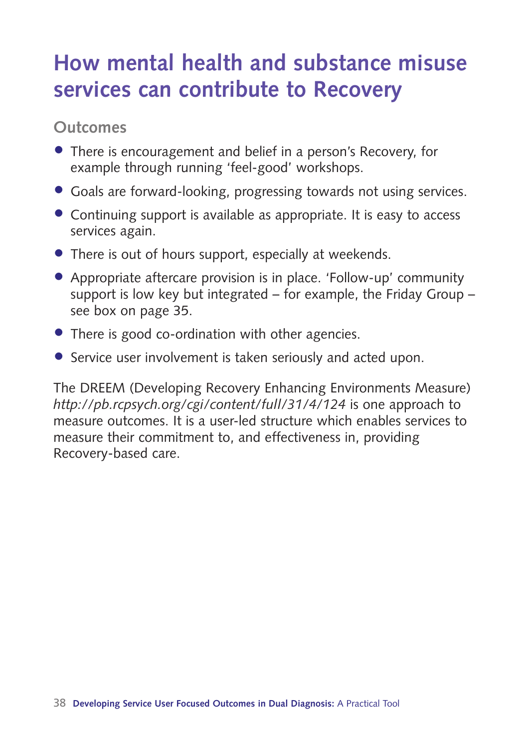# How mental health and substance misuse services can contribute to Recovery

## Outcomes

- There is encouragement and belief in a person's Recovery, for example through running 'feel-good' workshops.
- Goals are forward-looking, progressing towards not using services.
- Continuing support is available as appropriate. It is easy to access services again.
- There is out of hours support, especially at weekends.
- Appropriate aftercare provision is in place. 'Follow-up' community support is low key but integrated – for example, the Friday Group – see box on page 35.
- There is good co-ordination with other agencies.
- Service user involvement is taken seriously and acted upon.

The DREEM (Developing Recovery Enhancing Environments Measure) *http://pb.rcpsych.org/cgi/content/full/31/4/124* is one approach to measure outcomes. It is a user-led structure which enables services to measure their commitment to, and effectiveness in, providing Recovery-based care.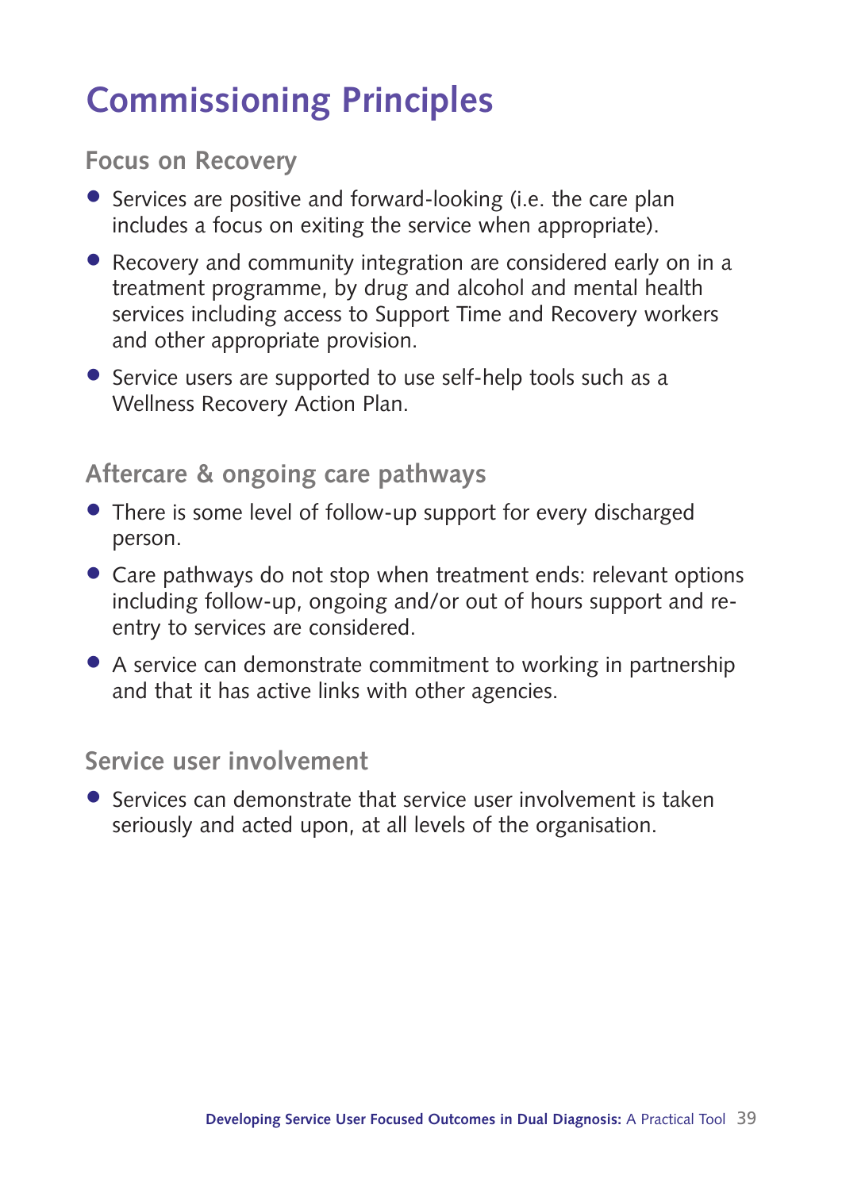# Commissioning Principles

## Focus on Recovery

- Services are positive and forward-looking (i.e. the care plan includes a focus on exiting the service when appropriate).
- Recovery and community integration are considered early on in a treatment programme, by drug and alcohol and mental health services including access to Support Time and Recovery workers and other appropriate provision.
- Service users are supported to use self-help tools such as a Wellness Recovery Action Plan.

## Aftercare & ongoing care pathways

- There is some level of follow-up support for every discharged person.
- Care pathways do not stop when treatment ends: relevant options including follow-up, ongoing and/or out of hours support and re-entry to services are considered.
- A service can demonstrate commitment to working in partnership and that it has active links with other agencies.

## Service user involvement

- Services can demonstrate that service user involvement is taken seriously and acted upon, at all levels of the organisation.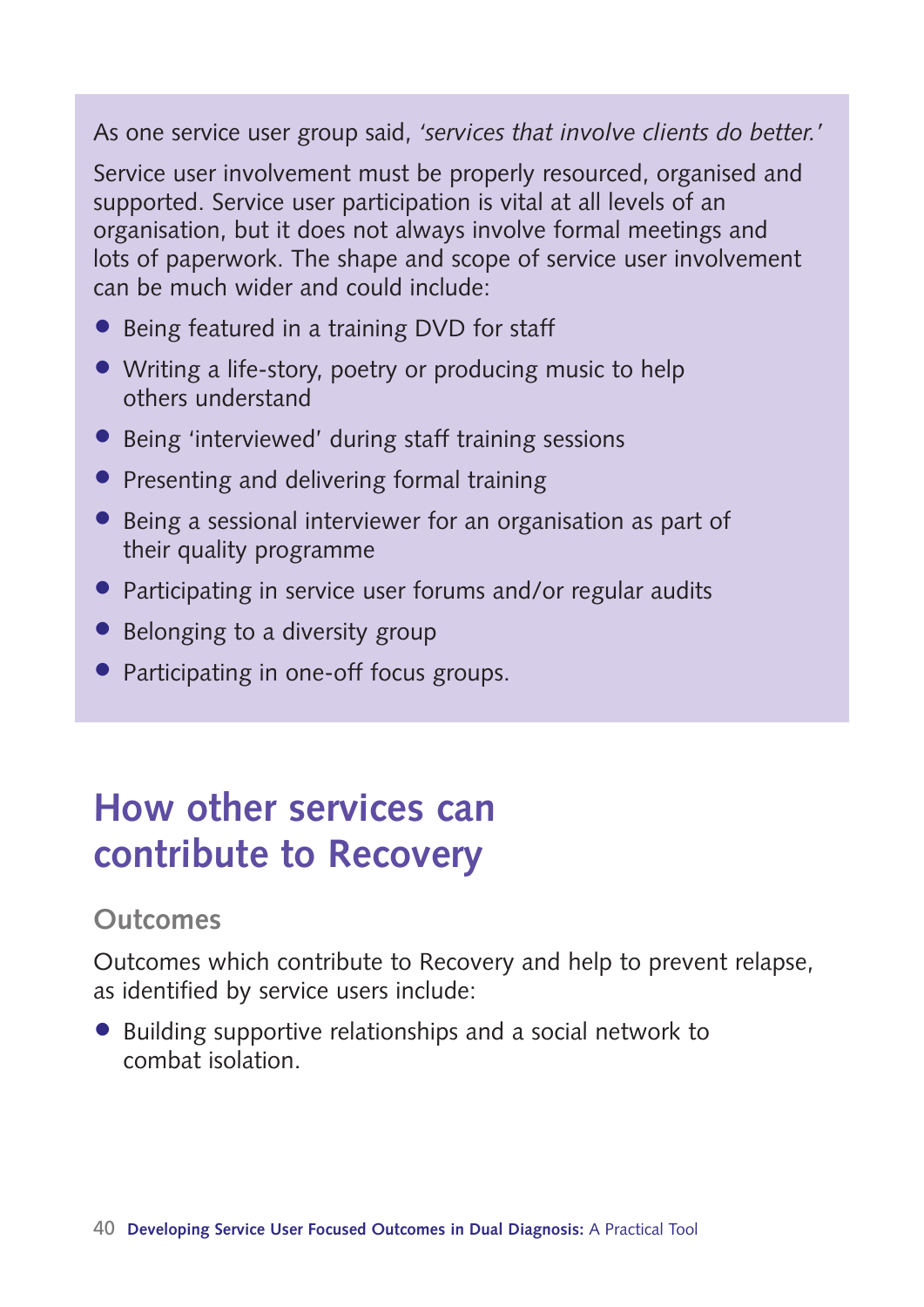As one service user group said, *'services that involve clients do better.'*

Service user involvement must be properly resourced, organised and supported. Service user participation is vital at all levels of an organisation, but it does not always involve formal meetings and lots of paperwork. The shape and scope of service user involvement can be much wider and could include:

- Being featured in a training DVD for staff
- Writing a life-story, poetry or producing music to help others understand
- Being 'interviewed' during staff training sessions
- Presenting and delivering formal training
- Being a sessional interviewer for an organisation as part of their quality programme
- Participating in service user forums and/or regular audits
- Belonging to a diversity group
- Participating in one-off focus groups.

# How other services can contribute to Recovery

## Outcomes

Outcomes which contribute to Recovery and help to prevent relapse, as identified by service users include:

- Building supportive relationships and a social network to combat isolation.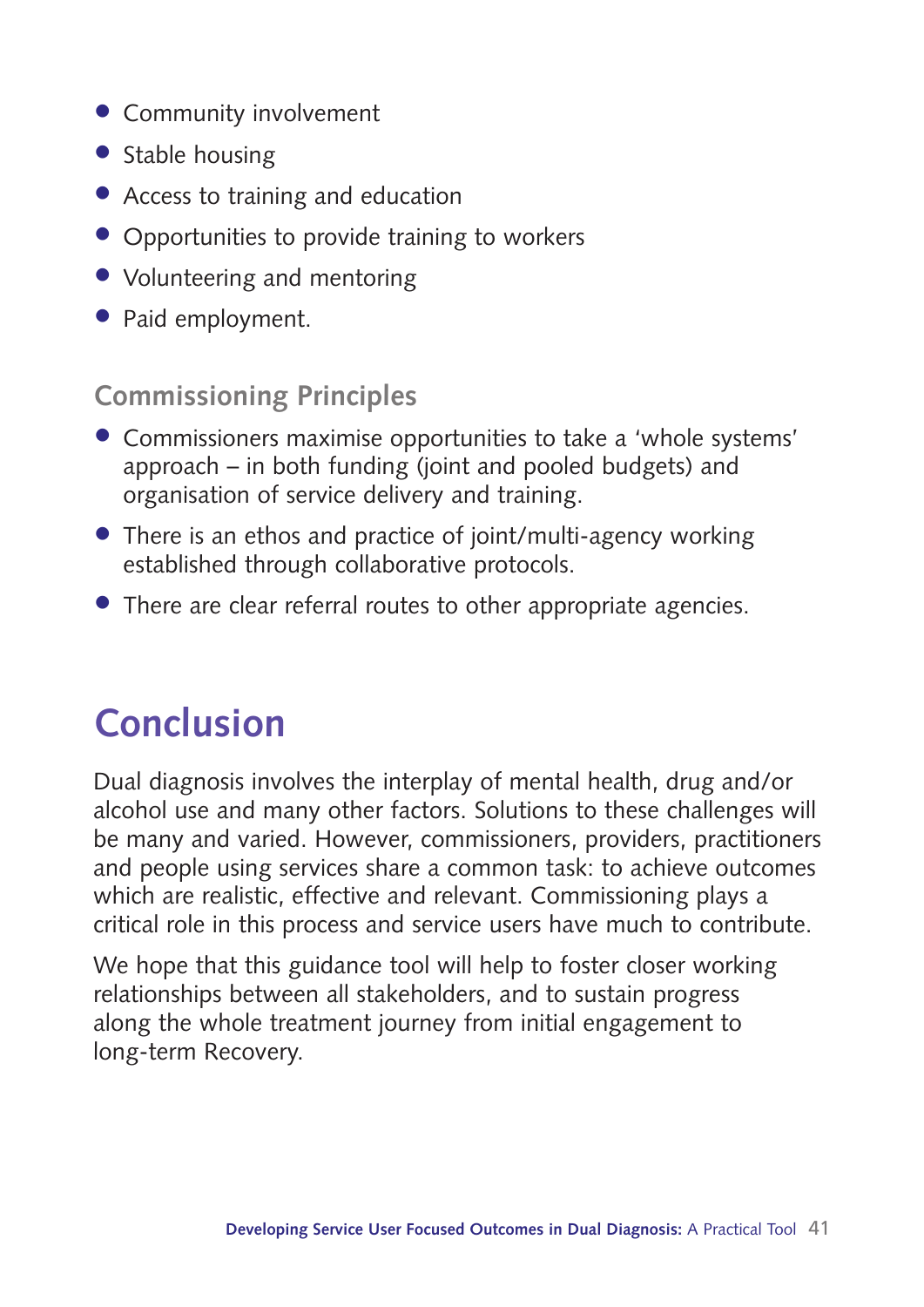- Community involvement
- Stable housing
- Access to training and education
- Opportunities to provide training to workers
- Volunteering and mentoring
- Paid employment.

### Commissioning Principles

- Commissioners maximise opportunities to take a 'whole systems' approach – in both funding (joint and pooled budgets) and organisation of service delivery and training.
- There is an ethos and practice of joint/multi-agency working established through collaborative protocols.
- There are clear referral routes to other appropriate agencies.

## Conclusion

Dual diagnosis involves the interplay of mental health, drug and/or alcohol use and many other factors. Solutions to these challenges will be many and varied. However, commissioners, providers, practitioners and people using services share a common task: to achieve outcomes which are realistic, effective and relevant. Commissioning plays a critical role in this process and service users have much to contribute.

We hope that this guidance tool will help to foster closer working relationships between all stakeholders, and to sustain progress along the whole treatment journey from initial engagement to long-term Recovery.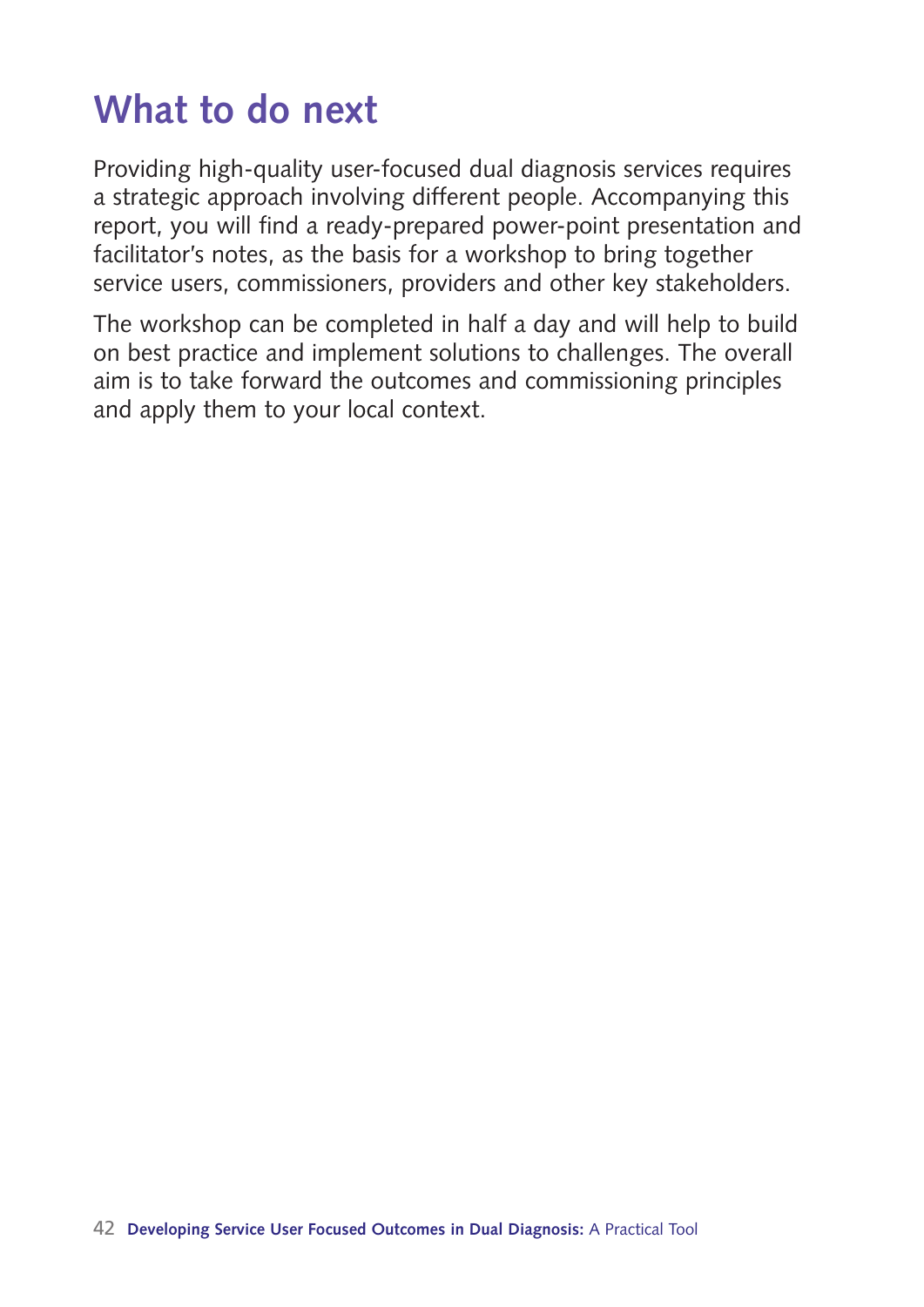# What to do next

Providing high-quality user-focused dual diagnosis services requires a strategic approach involving different people. Accompanying this report, you will find a ready-prepared power-point presentation and facilitator's notes, as the basis for a workshop to bring together service users, commissioners, providers and other key stakeholders.

The workshop can be completed in half a day and will help to build on best practice and implement solutions to challenges. The overall aim is to take forward the outcomes and commissioning principles and apply them to your local context.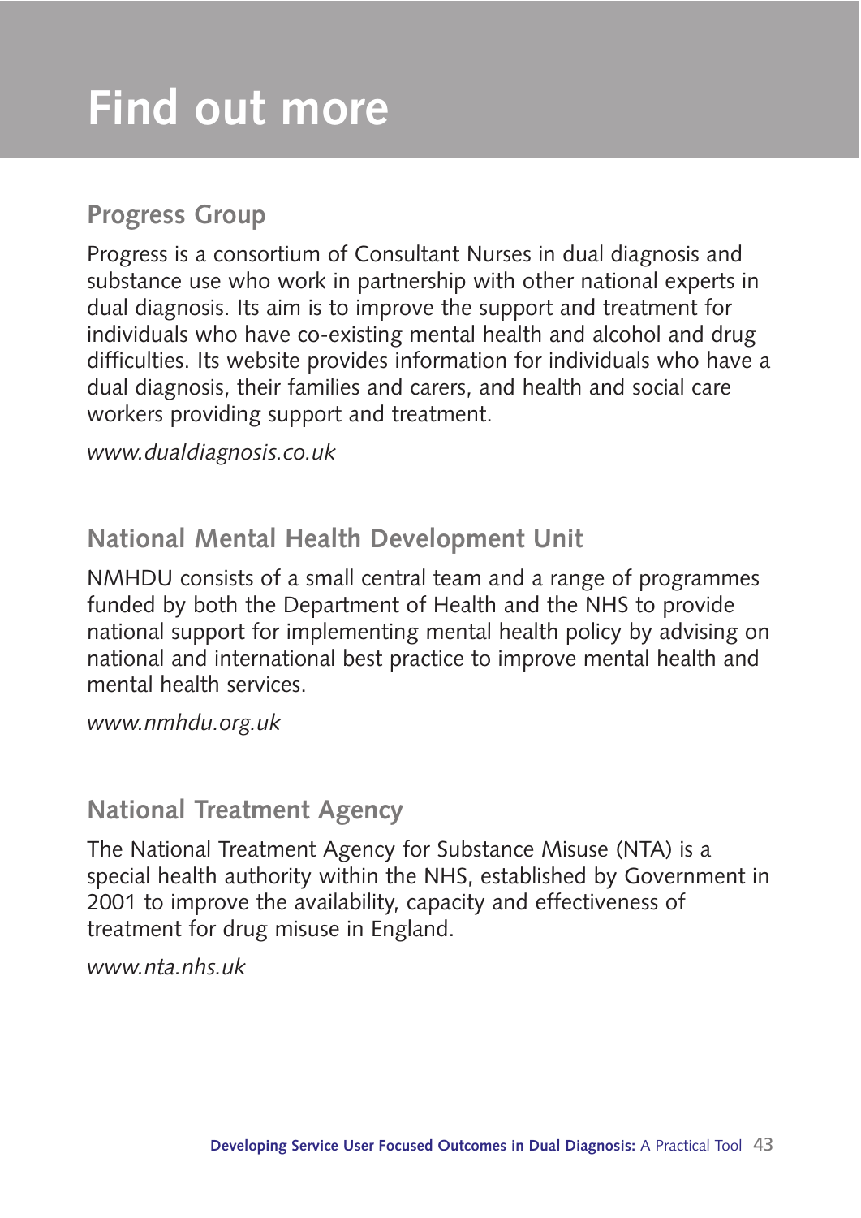# Find out more

## Progress Group

Progress is a consortium of Consultant Nurses in dual diagnosis and substance use who work in partnership with other national experts in dual diagnosis. Its aim is to improve the support and treatment for individuals who have co-existing mental health and alcohol and drug difficulties. Its website provides information for individuals who have a dual diagnosis, their families and carers, and health and social care workers providing support and treatment.

*www.dualdiagnosis.co.uk*

## National Mental Health Development Unit

NMHDU consists of a small central team and a range of programmes funded by both the Department of Health and the NHS to provide national support for implementing mental health policy by advising on national and international best practice to improve mental health and mental health services.

*www.nmhdu.org.uk*

## National Treatment Agency

The National Treatment Agency for Substance Misuse (NTA) is a special health authority within the NHS, established by Government in 2001 to improve the availability, capacity and effectiveness of treatment for drug misuse in England.

*www.nta.nhs.uk*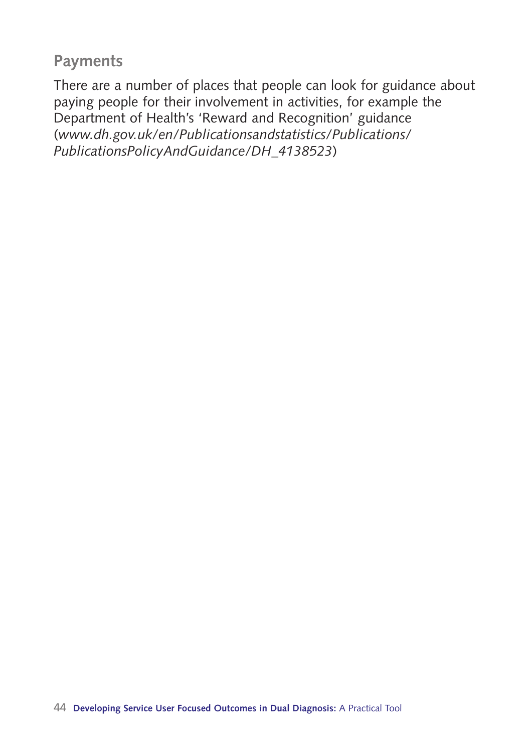## Payments

There are a number of places that people can look for guidance about paying people for their involvement in activities, for example the Department of Health's 'Reward and Recognition' guidance (*www.dh.gov.uk/en/Publicationsandstatistics/Publications/PublicationsPolicyAndGuidance/DH_4138523*)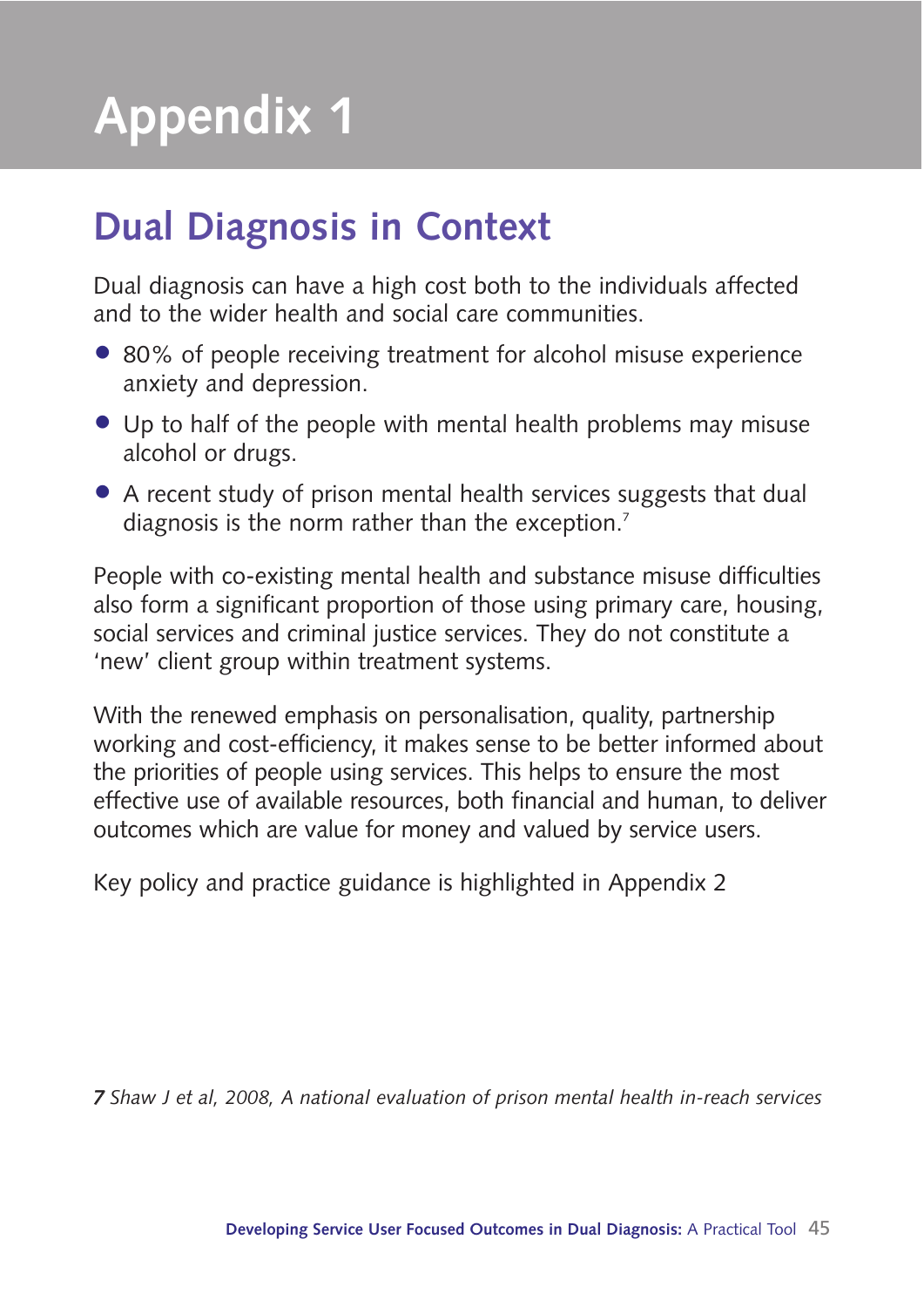# Appendix 1

## Dual Diagnosis in Context

Dual diagnosis can have a high cost both to the individuals affected and to the wider health and social care communities.

- 80% of people receiving treatment for alcohol misuse experience anxiety and depression.
- Up to half of the people with mental health problems may misuse alcohol or drugs.
- A recent study of prison mental health services suggests that dual diagnosis is the norm rather than the exception.[7]

People with co-existing mental health and substance misuse difficulties also form a significant proportion of those using primary care, housing, social services and criminal justice services. They do not constitute a 'new' client group within treatment systems.

With the renewed emphasis on personalisation, quality, partnership working and cost-efficiency, it makes sense to be better informed about the priorities of people using services. This helps to ensure the most effective use of available resources, both financial and human, to deliver outcomes which are value for money and valued by service users.

Key policy and practice guidance is highlighted in Appendix 2

***7*** *Shaw J et al, 2008, A national evaluation of prison mental health in-reach services*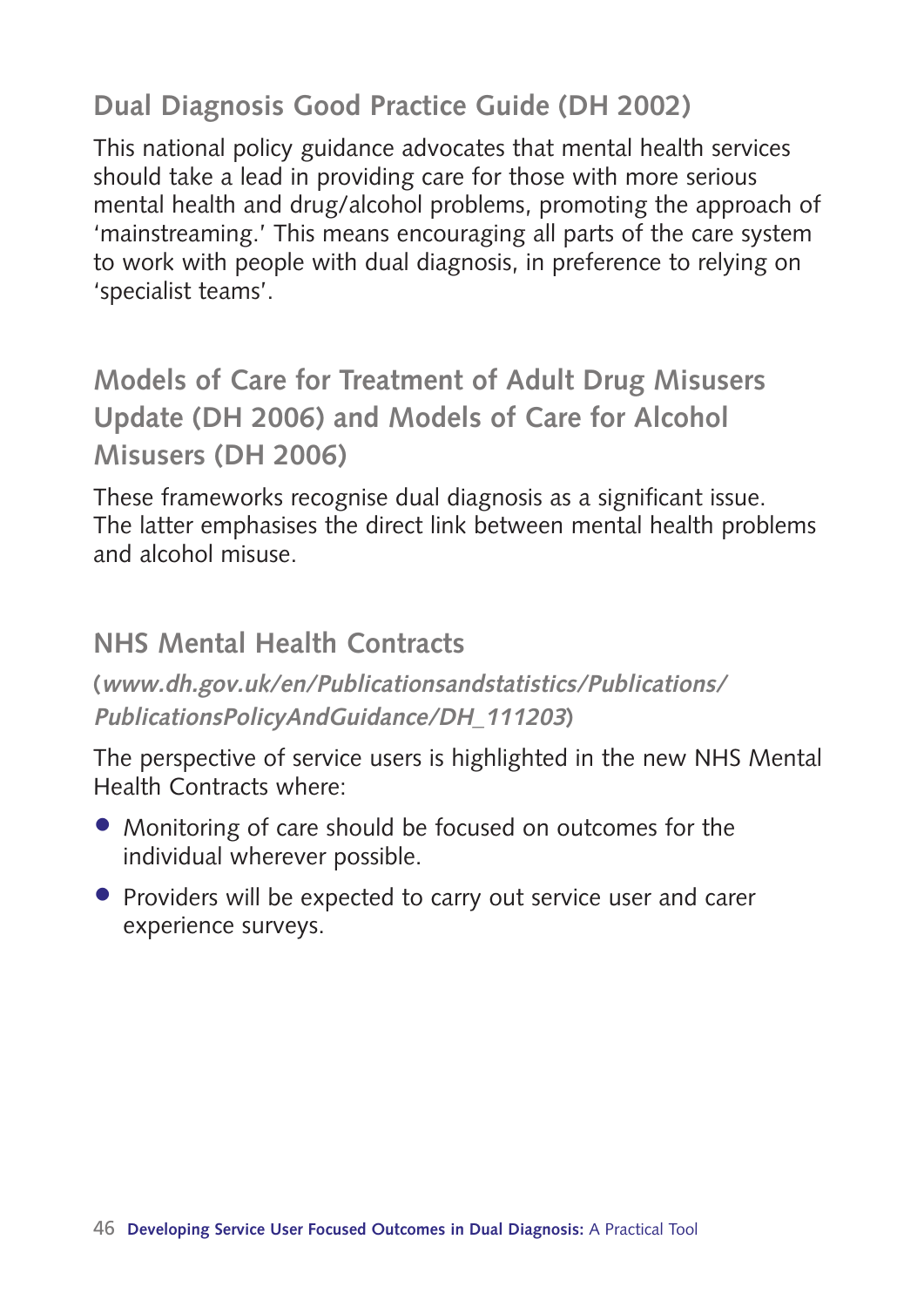## Dual Diagnosis Good Practice Guide (DH 2002)

This national policy guidance advocates that mental health services should take a lead in providing care for those with more serious mental health and drug/alcohol problems, promoting the approach of 'mainstreaming.' This means encouraging all parts of the care system to work with people with dual diagnosis, in preference to relying on 'specialist teams'.

## Models of Care for Treatment of Adult Drug Misusers Update (DH 2006) and Models of Care for Alcohol Misusers (DH 2006)

These frameworks recognise dual diagnosis as a significant issue. The latter emphasises the direct link between mental health problems and alcohol misuse.

## NHS Mental Health Contracts

**(*www.dh.gov.uk/en/Publicationsandstatistics/Publications/PublicationsPolicyAndGuidance/DH_111203*)**

The perspective of service users is highlighted in the new NHS Mental Health Contracts where:

- Monitoring of care should be focused on outcomes for the individual wherever possible.
- Providers will be expected to carry out service user and carer experience surveys.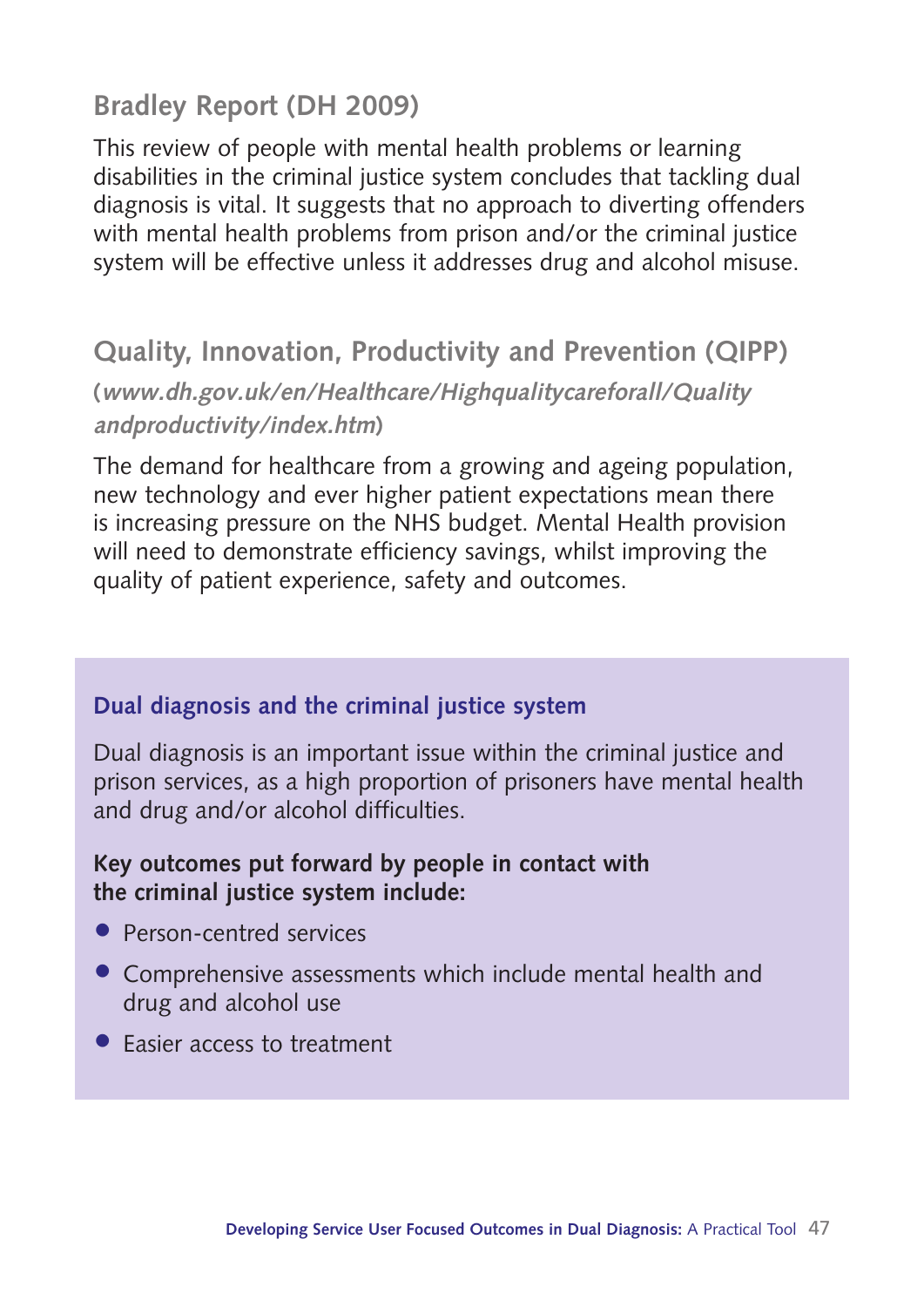## Bradley Report (DH 2009)

This review of people with mental health problems or learning disabilities in the criminal justice system concludes that tackling dual diagnosis is vital. It suggests that no approach to diverting offenders with mental health problems from prison and/or the criminal justice system will be effective unless it addresses drug and alcohol misuse.

## Quality, Innovation, Productivity and Prevention (QIPP)

(*www.dh.gov.uk/en/Healthcare/Highqualitycareforall/Qualityandproductivity/index.htm*)

The demand for healthcare from a growing and ageing population, new technology and ever higher patient expectations mean there is increasing pressure on the NHS budget. Mental Health provision will need to demonstrate efficiency savings, whilst improving the quality of patient experience, safety and outcomes.

### Dual diagnosis and the criminal justice system

Dual diagnosis is an important issue within the criminal justice and prison services, as a high proportion of prisoners have mental health and drug and/or alcohol difficulties.

**Key outcomes put forward by people in contact with the criminal justice system include:**

- Person-centred services
- Comprehensive assessments which include mental health and drug and alcohol use
- Easier access to treatment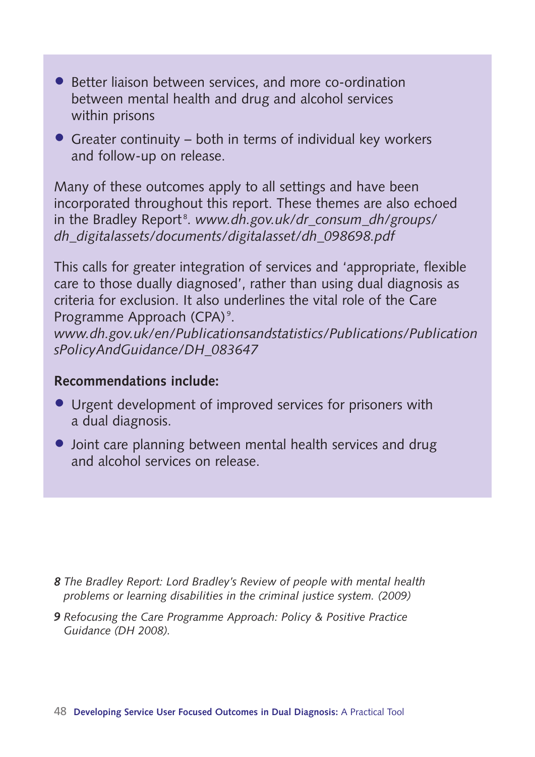- Better liaison between services, and more co-ordination between mental health and drug and alcohol services within prisons
- Greater continuity – both in terms of individual key workers and follow-up on release.

Many of these outcomes apply to all settings and have been incorporated throughout this report. These themes are also echoed in the Bradley Report[8]. *www.dh.gov.uk/dr_consum_dh/groups/dh_digitalassets/documents/digitalasset/dh_098698.pdf*

This calls for greater integration of services and 'appropriate, flexible care to those dually diagnosed', rather than using dual diagnosis as criteria for exclusion. It also underlines the vital role of the Care Programme Approach (CPA)[9]. *www.dh.gov.uk/en/Publicationsandstatistics/Publications/PublicationsPolicyAndGuidance/DH_083647*

**Recommendations include:**

- Urgent development of improved services for prisoners with a dual diagnosis.
- Joint care planning between mental health services and drug and alcohol services on release.

*8 The Bradley Report: Lord Bradley's Review of people with mental health problems or learning disabilities in the criminal justice system. (2009)*

*9 Refocusing the Care Programme Approach: Policy & Positive Practice Guidance (DH 2008).*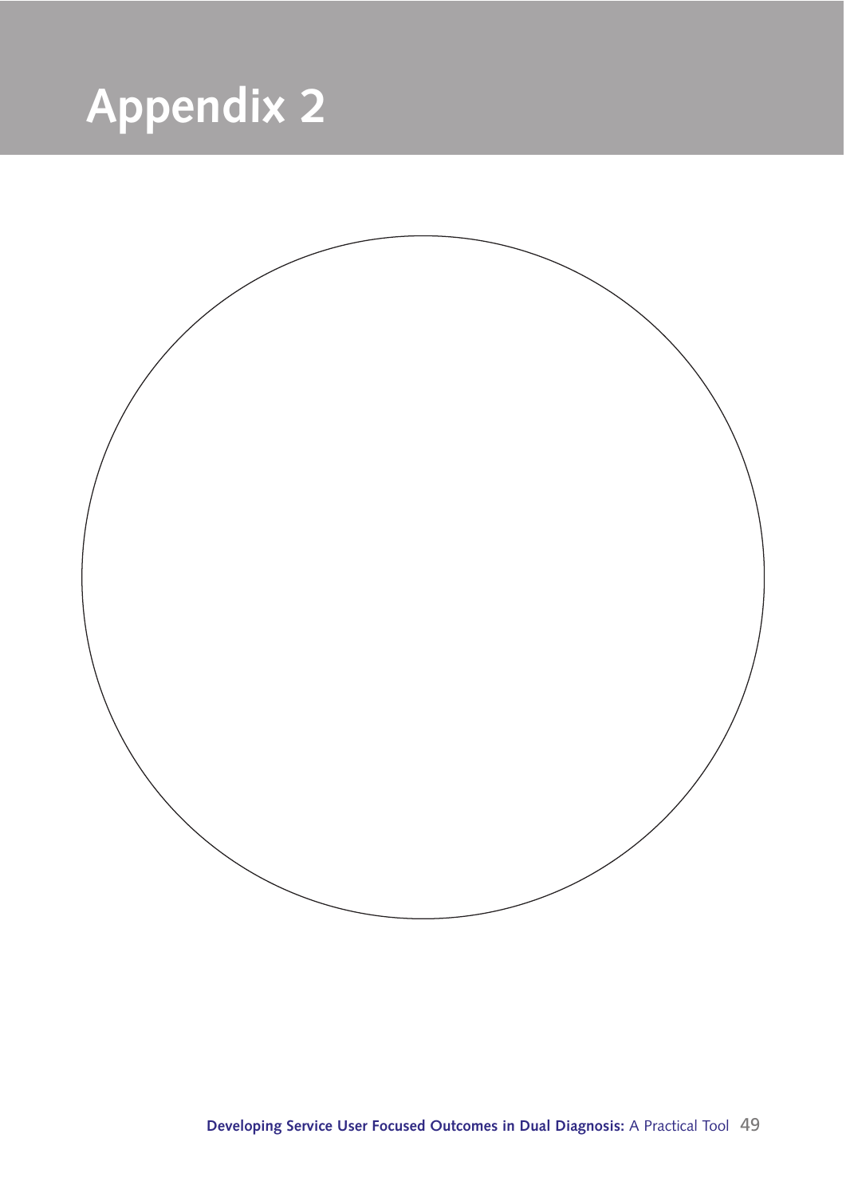# Appendix 2